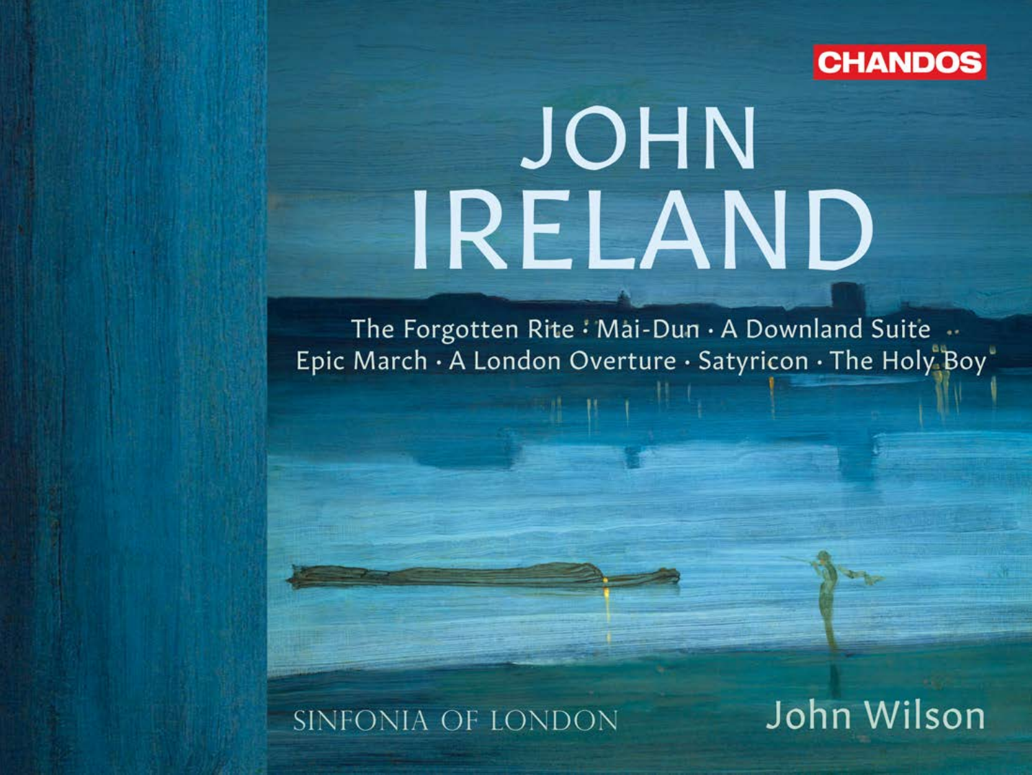CHANDOS

# JOHN IRELAND

The Forgotten Rite · Mai-Dun · A Downland Suite
Epic March · A London Overture · Satyricon · The Holy Boy

SINFONIA OF LONDON

John Wilson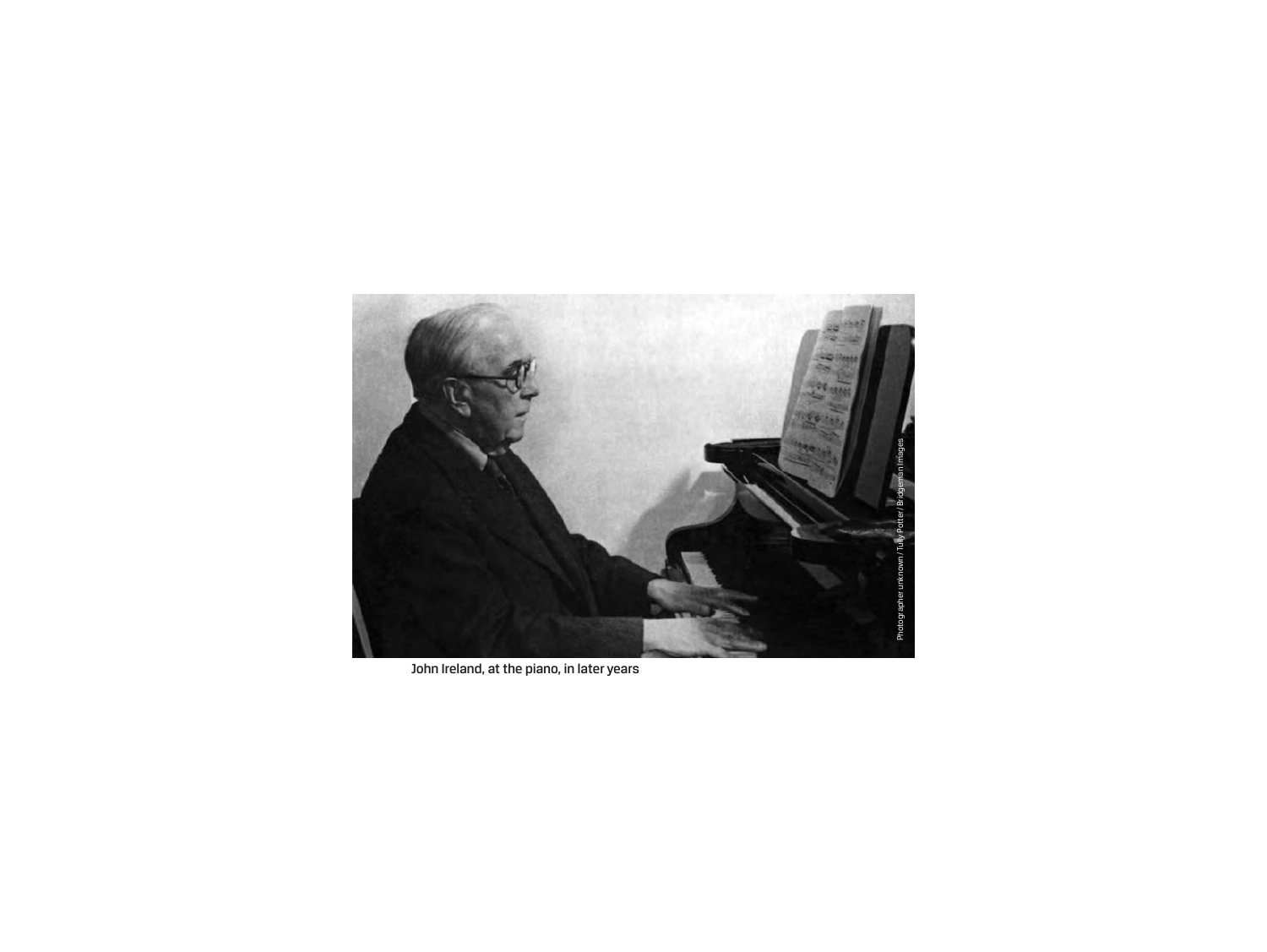John Ireland, at the piano, in later years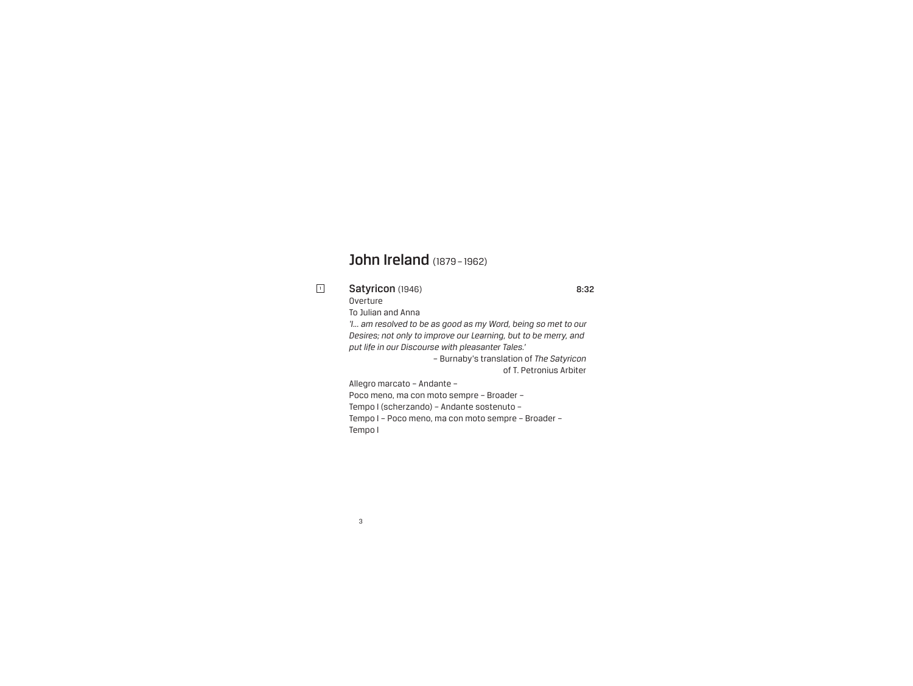## John Ireland (1879 – 1962)

1 **Satyricon** (1946) **8:32**

Overture

To Julian and Anna

*'I… am resolved to be as good as my Word, being so met to our Desires; not only to improve our Learning, but to be merry, and put life in our Discourse with pleasanter Tales.'*

– Burnaby's translation of *The Satyricon* of T. Petronius Arbiter

Allegro marcato – Andante –
Poco meno, ma con moto sempre – Broader –
Tempo I (scherzando) – Andante sostenuto –
Tempo I – Poco meno, ma con moto sempre – Broader –
Tempo I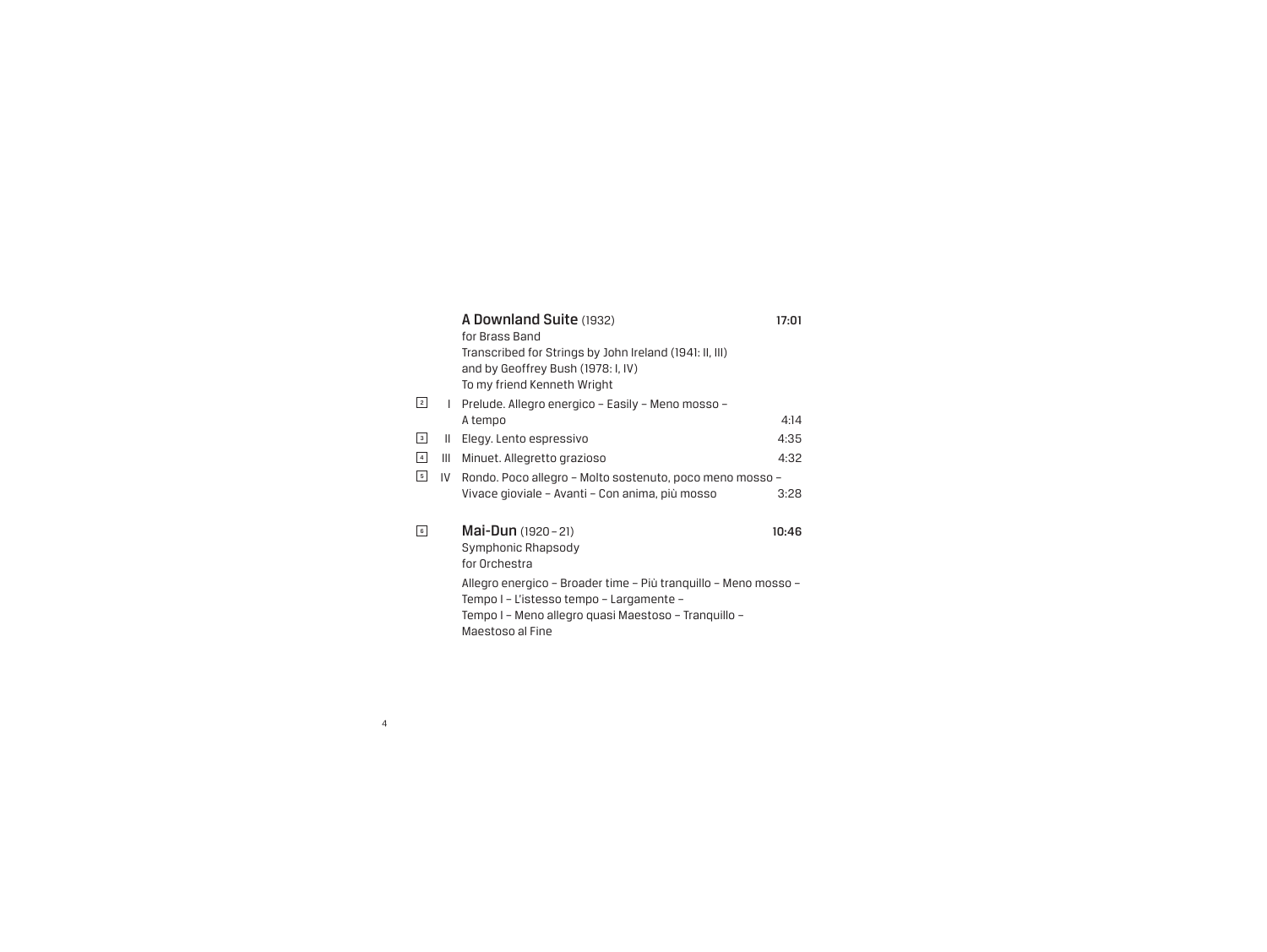**A Downland Suite** (1932) **17:01**
for Brass Band
Transcribed for Strings by John Ireland (1941: II, III)
and by Geoffrey Bush (1978: I, IV)
To my friend Kenneth Wright

| Track | | Movement | Duration |
|---|---|---|---|
| 2 | I | Prelude. Allegro energico – Easily – Meno mosso – A tempo | 4:14 |
| 3 | II | Elegy. Lento espressivo | 4:35 |
| 4 | III | Minuet. Allegretto grazioso | 4:32 |
| 5 | IV | Rondo. Poco allegro – Molto sostenuto, poco meno mosso – Vivace gioviale – Avanti – Con anima, più mosso | 3:28 |

6 **Mai-Dun** (1920 – 21) **10:46**
Symphonic Rhapsody
for Orchestra

Allegro energico – Broader time – Più tranquillo – Meno mosso –
Tempo I – L'istesso tempo – Largamente –
Tempo I – Meno allegro quasi Maestoso – Tranquillo –
Maestoso al Fine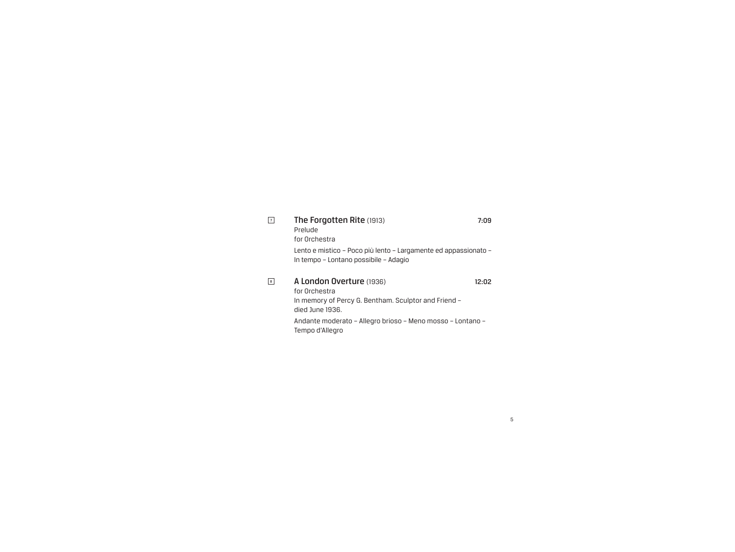7 **The Forgotten Rite** (1913) **7:09**
Prelude
for Orchestra

Lento e mistico – Poco più lento – Largamente ed appassionato – In tempo – Lontano possibile – Adagio

8 **A London Overture** (1936) **12:02**
for Orchestra
In memory of Percy G. Bentham. Sculptor and Friend – died June 1936.

Andante moderato – Allegro brioso – Meno mosso – Lontano – Tempo d'Allegro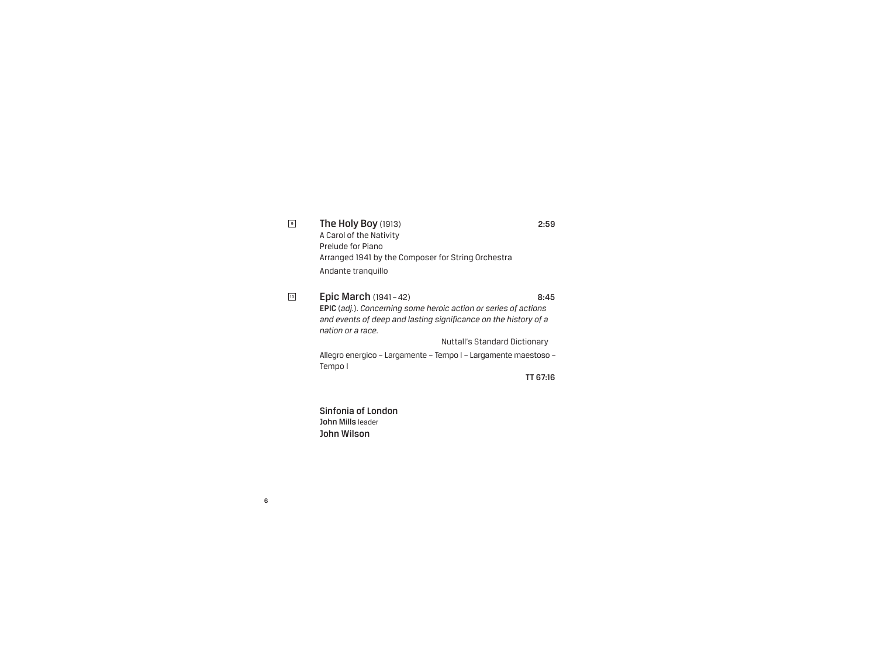[9] **The Holy Boy** (1913) **2:59**
A Carol of the Nativity
Prelude for Piano
Arranged 1941 by the Composer for String Orchestra
Andante tranquillo

[10] **Epic March** (1941 – 42) **8:45**
**EPIC** (*adj.*). *Concerning some heroic action or series of actions and events of deep and lasting significance on the history of a nation or a race.*

Nuttall's Standard Dictionary

Allegro energico – Largamente – Tempo I – Largamente maestoso – Tempo I

**TT 67:16**

**Sinfonia of London**
**John Mills** leader
**John Wilson**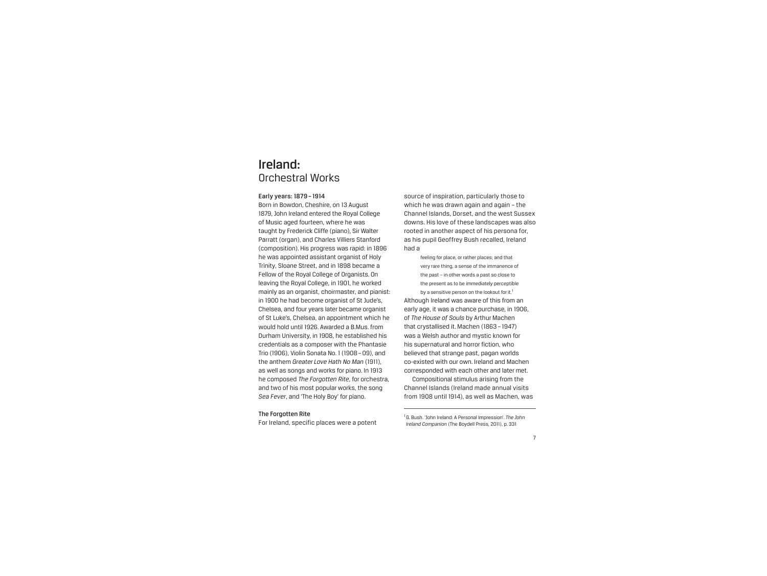# Ireland:
## Orchestral Works

### Early years: 1879 – 1914

Born in Bowdon, Cheshire, on 13 August 1879, John Ireland entered the Royal College of Music aged fourteen, where he was taught by Frederick Cliffe (piano), Sir Walter Parratt (organ), and Charles Villiers Stanford (composition). His progress was rapid: in 1896 he was appointed assistant organist of Holy Trinity, Sloane Street, and in 1898 became a Fellow of the Royal College of Organists. On leaving the Royal College, in 1901, he worked mainly as an organist, choirmaster, and pianist: in 1900 he had become organist of St Jude's, Chelsea, and four years later became organist of St Luke's, Chelsea, an appointment which he would hold until 1926. Awarded a B.Mus. from Durham University, in 1908, he established his credentials as a composer with the Phantasie Trio (1906), Violin Sonata No. 1 (1908 – 09), and the anthem *Greater Love Hath No Man* (1911), as well as songs and works for piano. In 1913 he composed *The Forgotten Rite*, for orchestra, and two of his most popular works, the song *Sea Fever*, and 'The Holy Boy' for piano.

### The Forgotten Rite

For Ireland, specific places were a potent source of inspiration, particularly those to which he was drawn again and again – the Channel Islands, Dorset, and the west Sussex downs. His love of these landscapes was also rooted in another aspect of his persona for, as his pupil Geoffrey Bush recalled, Ireland had a

> feeling for place, or rather places; and that very rare thing, a sense of the immanence of the past – in other words a past so close to the present as to be immediately perceptible by a sensitive person on the lookout for it.[1]

Although Ireland was aware of this from an early age, it was a chance purchase, in 1906, of *The House of Souls* by Arthur Machen that crystallised it. Machen (1863 – 1947) was a Welsh author and mystic known for his supernatural and horror fiction, who believed that strange past, pagan worlds co-existed with our own. Ireland and Machen corresponded with each other and later met.

Compositional stimulus arising from the Channel Islands (Ireland made annual visits from 1908 until 1914), as well as Machen, was

---

[1] G. Bush. 'John Ireland: A Personal Impression'. *The John Ireland Companion* (The Boydell Press, 2011), p. 331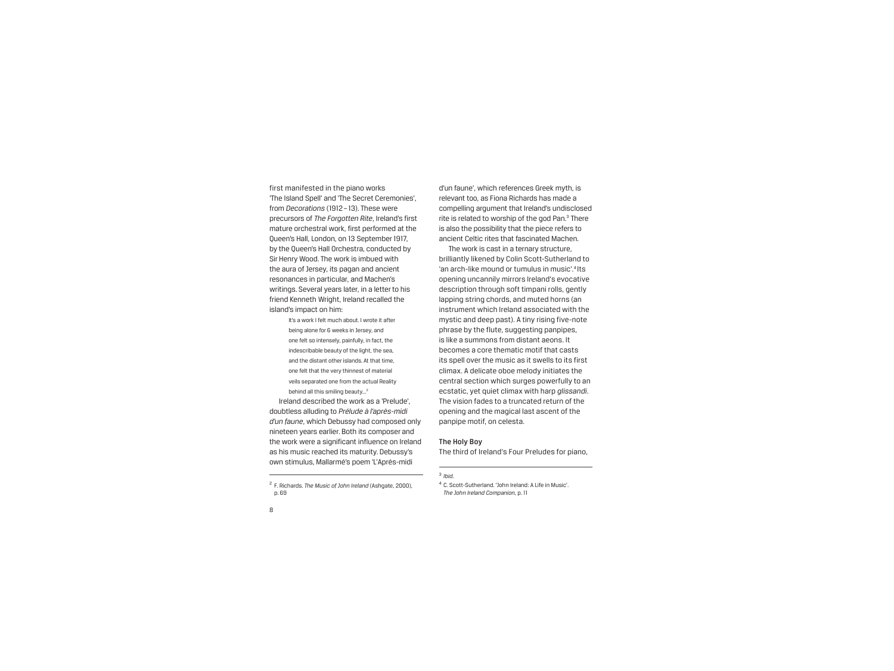first manifested in the piano works 'The Island Spell' and 'The Secret Ceremonies', from *Decorations* (1912 – 13). These were precursors of *The Forgotten Rite*, Ireland's first mature orchestral work, first performed at the Queen's Hall, London, on 13 September 1917, by the Queen's Hall Orchestra, conducted by Sir Henry Wood. The work is imbued with the aura of Jersey, its pagan and ancient resonances in particular, and Machen's writings. Several years later, in a letter to his friend Kenneth Wright, Ireland recalled the island's impact on him:

> It's a work I felt much about. I wrote it after being alone for 6 weeks in Jersey, and one felt so intensely, painfully, in fact, the indescribable beauty of the light, the sea, and the distant other islands. At that time, one felt that the very thinnest of material veils separated one from the actual Reality behind all this smiling beauty...[2]

Ireland described the work as a 'Prelude', doubtless alluding to *Prélude à l'après-midi d'un faune*, which Debussy had composed only nineteen years earlier. Both its composer and the work were a significant influence on Ireland as his music reached its maturity. Debussy's own stimulus, Mallarmé's poem 'L'Après-midi d'un faune', which references Greek myth, is relevant too, as Fiona Richards has made a compelling argument that Ireland's undisclosed rite is related to worship of the god Pan.[3] There is also the possibility that the piece refers to ancient Celtic rites that fascinated Machen.

The work is cast in a ternary structure, brilliantly likened by Colin Scott-Sutherland to 'an arch-like mound or tumulus in music'.[4] Its opening uncannily mirrors Ireland's evocative description through soft timpani rolls, gently lapping string chords, and muted horns (an instrument which Ireland associated with the mystic and deep past). A tiny rising five-note phrase by the flute, suggesting panpipes, is like a summons from distant aeons. It becomes a core thematic motif that casts its spell over the music as it swells to its first climax. A delicate oboe melody initiates the central section which surges powerfully to an ecstatic, yet quiet climax with harp *glissandi*. The vision fades to a truncated return of the opening and the magical last ascent of the panpipe motif, on celesta.

### The Holy Boy

The third of Ireland's Four Preludes for piano,

---

[2] F. Richards. *The Music of John Ireland* (Ashgate, 2000), p. 69

[3] *Ibid.*

[4] C. Scott-Sutherland. 'John Ireland: A Life in Music'. *The John Ireland Companion*, p. 11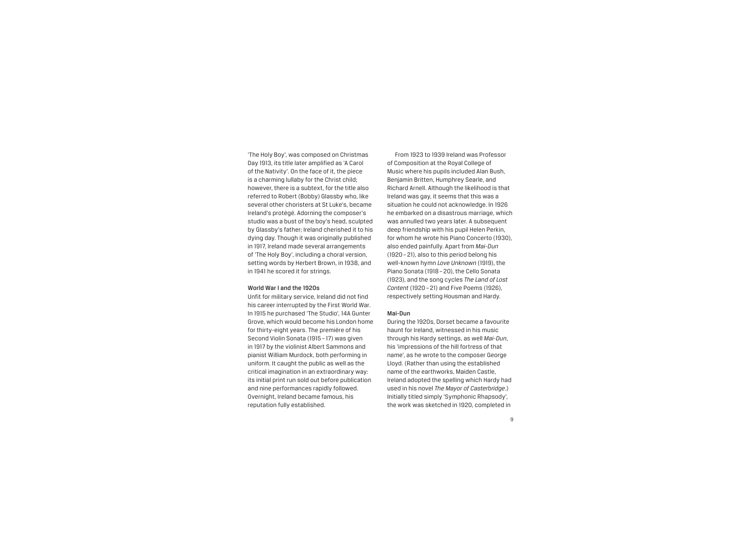'The Holy Boy', was composed on Christmas Day 1913, its title later amplified as 'A Carol of the Nativity'. On the face of it, the piece is a charming lullaby for the Christ child; however, there is a subtext, for the title also referred to Robert (Bobby) Glassby who, like several other choristers at St Luke's, became Ireland's protégé. Adorning the composer's studio was a bust of the boy's head, sculpted by Glassby's father; Ireland cherished it to his dying day. Though it was originally published in 1917, Ireland made several arrangements of 'The Holy Boy', including a choral version, setting words by Herbert Brown, in 1938, and in 1941 he scored it for strings.

### World War I and the 1920s

Unfit for military service, Ireland did not find his career interrupted by the First World War. In 1915 he purchased 'The Studio', 14A Gunter Grove, which would become his London home for thirty-eight years. The première of his Second Violin Sonata (1915 – 17) was given in 1917 by the violinist Albert Sammons and pianist William Murdock, both performing in uniform. It caught the public as well as the critical imagination in an extraordinary way: its initial print run sold out before publication and nine performances rapidly followed. Overnight, Ireland became famous, his reputation fully established.

From 1923 to 1939 Ireland was Professor of Composition at the Royal College of Music where his pupils included Alan Bush, Benjamin Britten, Humphrey Searle, and Richard Arnell. Although the likelihood is that Ireland was gay, it seems that this was a situation he could not acknowledge. In 1926 he embarked on a disastrous marriage, which was annulled two years later. A subsequent deep friendship with his pupil Helen Perkin, for whom he wrote his Piano Concerto (1930), also ended painfully. Apart from *Mai-Dun* (1920 – 21), also to this period belong his well-known hymn *Love Unknown* (1919), the Piano Sonata (1918 – 20), the Cello Sonata (1923), and the song cycles *The Land of Lost Content* (1920 – 21) and Five Poems (1926), respectively setting Housman and Hardy.

### Mai-Dun

During the 1920s, Dorset became a favourite haunt for Ireland, witnessed in his music through his Hardy settings, as well *Mai-Dun*, his 'impressions of the hill fortress of that name', as he wrote to the composer George Lloyd. (Rather than using the established name of the earthworks, Maiden Castle, Ireland adopted the spelling which Hardy had used in his novel *The Mayor of Casterbridge*.) Initially titled simply 'Symphonic Rhapsody', the work was sketched in 1920, completed in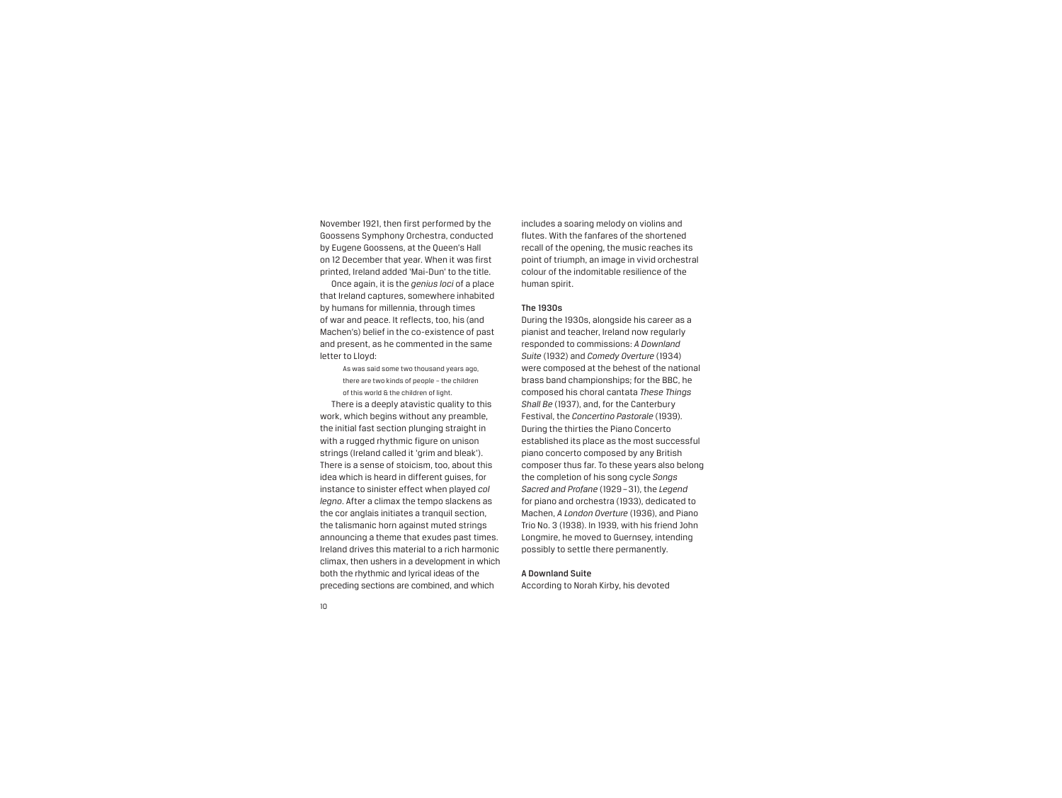November 1921, then first performed by the Goossens Symphony Orchestra, conducted by Eugene Goossens, at the Queen's Hall on 12 December that year. When it was first printed, Ireland added 'Mai-Dun' to the title.

Once again, it is the *genius loci* of a place that Ireland captures, somewhere inhabited by humans for millennia, through times of war and peace. It reflects, too, his (and Machen's) belief in the co-existence of past and present, as he commented in the same letter to Lloyd:

> As was said some two thousand years ago, there are two kinds of people – the children of this world & the children of light.

There is a deeply atavistic quality to this work, which begins without any preamble, the initial fast section plunging straight in with a rugged rhythmic figure on unison strings (Ireland called it 'grim and bleak'). There is a sense of stoicism, too, about this idea which is heard in different guises, for instance to sinister effect when played *col legno*. After a climax the tempo slackens as the cor anglais initiates a tranquil section, the talismanic horn against muted strings announcing a theme that exudes past times. Ireland drives this material to a rich harmonic climax, then ushers in a development in which both the rhythmic and lyrical ideas of the preceding sections are combined, and which includes a soaring melody on violins and flutes. With the fanfares of the shortened recall of the opening, the music reaches its point of triumph, an image in vivid orchestral colour of the indomitable resilience of the human spirit.

### The 1930s

During the 1930s, alongside his career as a pianist and teacher, Ireland now regularly responded to commissions: *A Downland Suite* (1932) and *Comedy Overture* (1934) were composed at the behest of the national brass band championships; for the BBC, he composed his choral cantata *These Things Shall Be* (1937), and, for the Canterbury Festival, the *Concertino Pastorale* (1939). During the thirties the Piano Concerto established its place as the most successful piano concerto composed by any British composer thus far. To these years also belong the completion of his song cycle *Songs Sacred and Profane* (1929 – 31), the *Legend* for piano and orchestra (1933), dedicated to Machen, *A London Overture* (1936), and Piano Trio No. 3 (1938). In 1939, with his friend John Longmire, he moved to Guernsey, intending possibly to settle there permanently.

### A Downland Suite

According to Norah Kirby, his devoted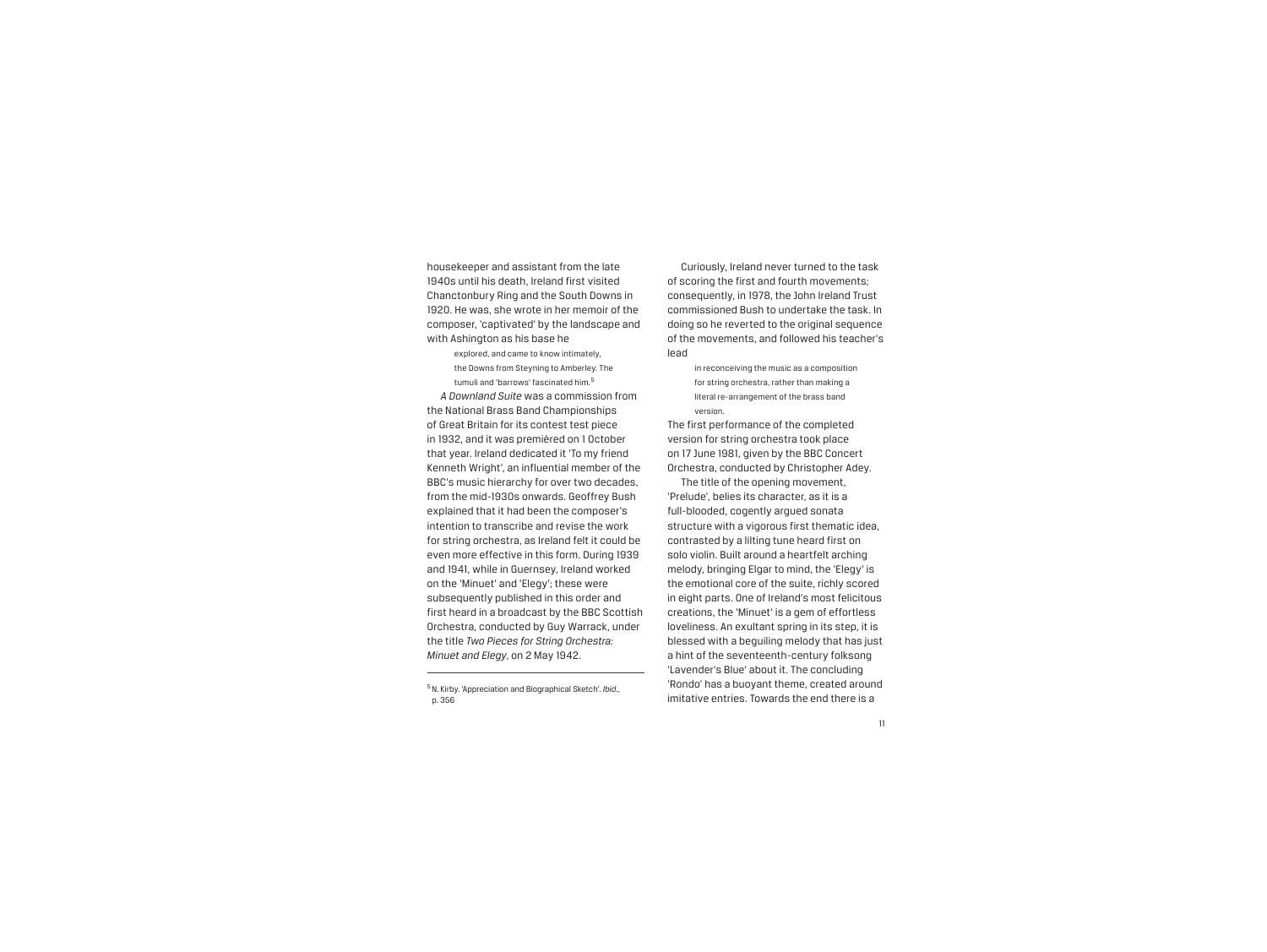housekeeper and assistant from the late 1940s until his death, Ireland first visited Chanctonbury Ring and the South Downs in 1920. He was, she wrote in her memoir of the composer, 'captivated' by the landscape and with Ashington as his base he

> explored, and came to know intimately, the Downs from Steyning to Amberley. The tumuli and 'barrows' fascinated him.[5]

*A Downland Suite* was a commission from the National Brass Band Championships of Great Britain for its contest test piece in 1932, and it was premièred on 1 October that year. Ireland dedicated it 'To my friend Kenneth Wright', an influential member of the BBC's music hierarchy for over two decades, from the mid-1930s onwards. Geoffrey Bush explained that it had been the composer's intention to transcribe and revise the work for string orchestra, as Ireland felt it could be even more effective in this form. During 1939 and 1941, while in Guernsey, Ireland worked on the 'Minuet' and 'Elegy'; these were subsequently published in this order and first heard in a broadcast by the BBC Scottish Orchestra, conducted by Guy Warrack, under the title *Two Pieces for String Orchestra: Minuet and Elegy*, on 2 May 1942.

Curiously, Ireland never turned to the task of scoring the first and fourth movements; consequently, in 1978, the John Ireland Trust commissioned Bush to undertake the task. In doing so he reverted to the original sequence of the movements, and followed his teacher's lead

> in reconceiving the music as a composition for string orchestra, rather than making a literal re-arrangement of the brass band version.

The first performance of the completed version for string orchestra took place on 17 June 1981, given by the BBC Concert Orchestra, conducted by Christopher Adey.

The title of the opening movement, 'Prelude', belies its character, as it is a full-blooded, cogently argued sonata structure with a vigorous first thematic idea, contrasted by a lilting tune heard first on solo violin. Built around a heartfelt arching melody, bringing Elgar to mind, the 'Elegy' is the emotional core of the suite, richly scored in eight parts. One of Ireland's most felicitous creations, the 'Minuet' is a gem of effortless loveliness. An exultant spring in its step, it is blessed with a beguiling melody that has just a hint of the seventeenth-century folksong 'Lavender's Blue' about it. The concluding 'Rondo' has a buoyant theme, created around imitative entries. Towards the end there is a

---

[5] N. Kirby. 'Appreciation and Biographical Sketch'. *Ibid.*, p. 356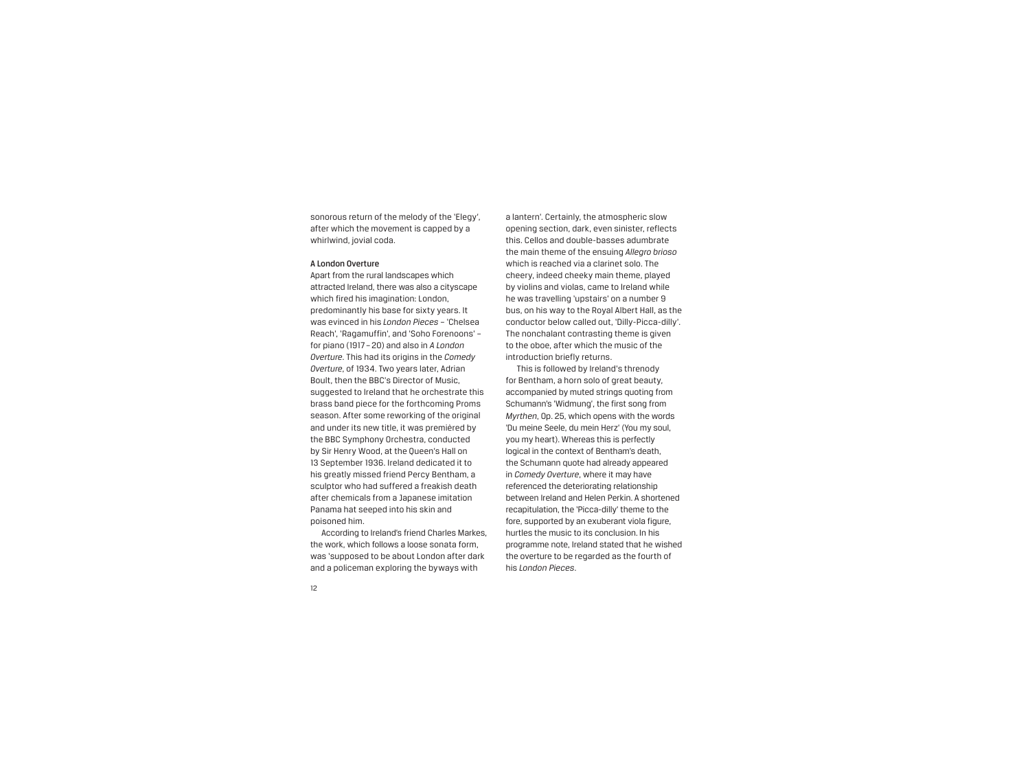sonorous return of the melody of the 'Elegy', after which the movement is capped by a whirlwind, jovial coda.

### A London Overture

Apart from the rural landscapes which attracted Ireland, there was also a cityscape which fired his imagination: London, predominantly his base for sixty years. It was evinced in his *London Pieces* – 'Chelsea Reach', 'Ragamuffin', and 'Soho Forenoons' – for piano (1917–20) and also in *A London Overture*. This had its origins in the *Comedy Overture*, of 1934. Two years later, Adrian Boult, then the BBC's Director of Music, suggested to Ireland that he orchestrate this brass band piece for the forthcoming Proms season. After some reworking of the original and under its new title, it was premièred by the BBC Symphony Orchestra, conducted by Sir Henry Wood, at the Queen's Hall on 13 September 1936. Ireland dedicated it to his greatly missed friend Percy Bentham, a sculptor who had suffered a freakish death after chemicals from a Japanese imitation Panama hat seeped into his skin and poisoned him.

According to Ireland's friend Charles Markes, the work, which follows a loose sonata form, was 'supposed to be about London after dark and a policeman exploring the byways with a lantern'. Certainly, the atmospheric slow opening section, dark, even sinister, reflects this. Cellos and double-basses adumbrate the main theme of the ensuing *Allegro brioso* which is reached via a clarinet solo. The cheery, indeed cheeky main theme, played by violins and violas, came to Ireland while he was travelling 'upstairs' on a number 9 bus, on his way to the Royal Albert Hall, as the conductor below called out, 'Dilly-Picca-dilly'. The nonchalant contrasting theme is given to the oboe, after which the music of the introduction briefly returns.

This is followed by Ireland's threnody for Bentham, a horn solo of great beauty, accompanied by muted strings quoting from Schumann's 'Widmung', the first song from *Myrthen*, Op. 25, which opens with the words 'Du meine Seele, du mein Herz' (You my soul, you my heart). Whereas this is perfectly logical in the context of Bentham's death, the Schumann quote had already appeared in *Comedy Overture*, where it may have referenced the deteriorating relationship between Ireland and Helen Perkin. A shortened recapitulation, the 'Picca-dilly' theme to the fore, supported by an exuberant viola figure, hurtles the music to its conclusion. In his programme note, Ireland stated that he wished the overture to be regarded as the fourth of his *London Pieces*.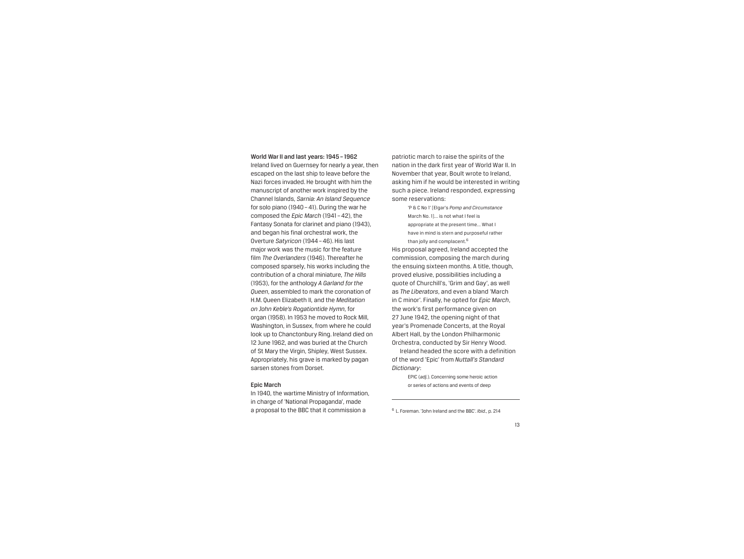**World War II and last years: 1945 – 1962**

Ireland lived on Guernsey for nearly a year, then escaped on the last ship to leave before the Nazi forces invaded. He brought with him the manuscript of another work inspired by the Channel Islands, *Sarnia: An Island Sequence* for solo piano (1940 – 41). During the war he composed the *Epic March* (1941 – 42), the Fantasy Sonata for clarinet and piano (1943), and began his final orchestral work, the Overture *Satyricon* (1944 – 46). His last major work was the music for the feature film *The Overlanders* (1946). Thereafter he composed sparsely, his works including the contribution of a choral miniature, *The Hills* (1953), for the anthology *A Garland for the Queen*, assembled to mark the coronation of H.M. Queen Elizabeth II, and the *Meditation on John Keble's Rogationtide Hymn*, for organ (1958). In 1953 he moved to Rock Mill, Washington, in Sussex, from where he could look up to Chanctonbury Ring. Ireland died on 12 June 1962, and was buried at the Church of St Mary the Virgin, Shipley, West Sussex. Appropriately, his grave is marked by pagan sarsen stones from Dorset.

**Epic March**

In 1940, the wartime Ministry of Information, in charge of 'National Propaganda', made a proposal to the BBC that it commission a patriotic march to raise the spirits of the nation in the dark first year of World War II. In November that year, Boult wrote to Ireland, asking him if he would be interested in writing such a piece. Ireland responded, expressing some reservations:

> 'P & C No 1' [Elgar's *Pomp and Circumstance* March No. 1]… is not what I feel is appropriate at the present time… What I have in mind is stern and purposeful rather than jolly and complacent.[6]

His proposal agreed, Ireland accepted the commission, composing the march during the ensuing sixteen months. A title, though, proved elusive, possibilities including a quote of Churchill's, 'Grim and Gay', as well as *The Liberators*, and even a bland 'March in C minor'. Finally, he opted for *Epic March*, the work's first performance given on 27 June 1942, the opening night of that year's Promenade Concerts, at the Royal Albert Hall, by the London Philharmonic Orchestra, conducted by Sir Henry Wood.

Ireland headed the score with a definition of the word 'Epic' from *Nuttall's Standard Dictionary*:

> EPIC (*adj.*). Concerning some heroic action or series of actions and events of deep

---

[6] L. Foreman. 'John Ireland and the BBC'. *Ibid.*, p. 214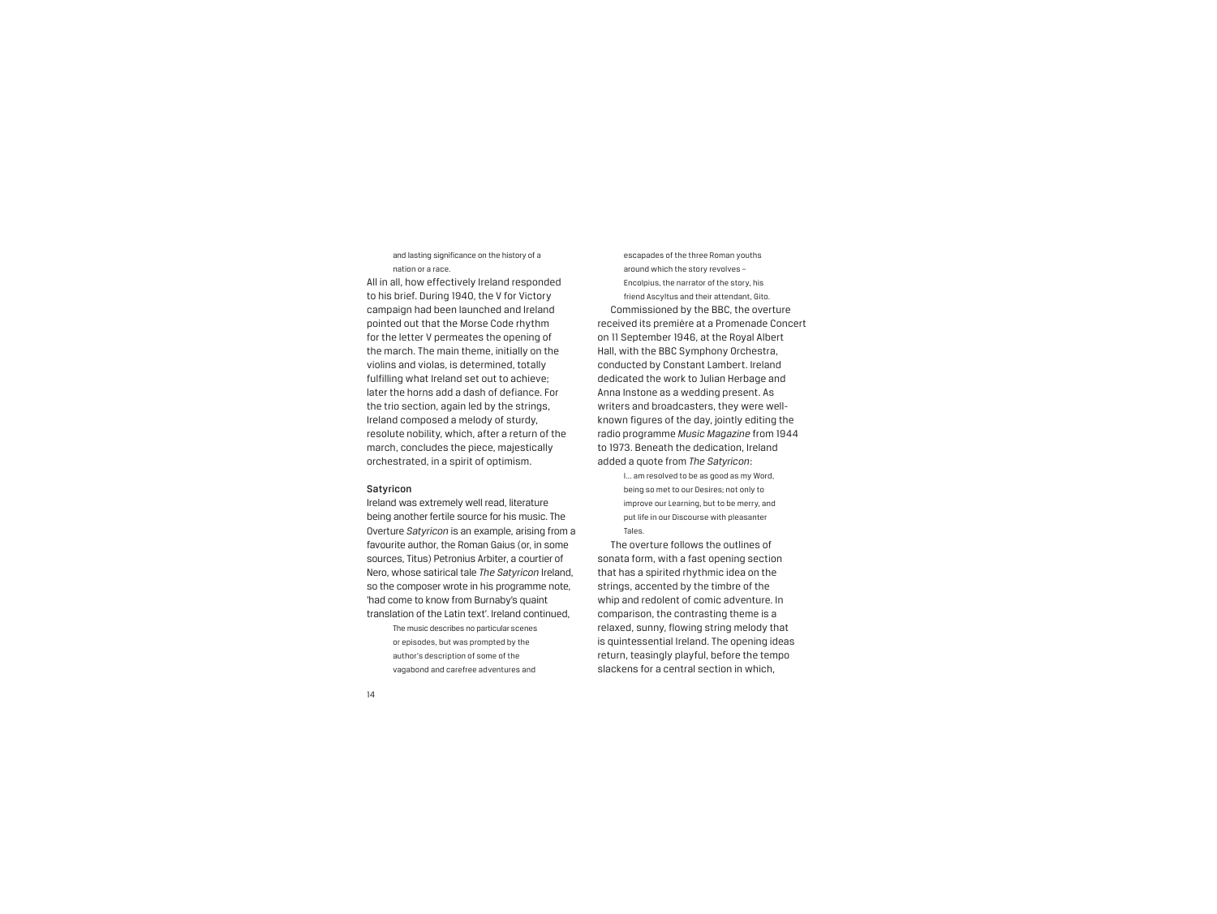> and lasting significance on the history of a nation or a race.

All in all, how effectively Ireland responded to his brief. During 1940, the V for Victory campaign had been launched and Ireland pointed out that the Morse Code rhythm for the letter V permeates the opening of the march. The main theme, initially on the violins and violas, is determined, totally fulfilling what Ireland set out to achieve; later the horns add a dash of defiance. For the trio section, again led by the strings, Ireland composed a melody of sturdy, resolute nobility, which, after a return of the march, concludes the piece, majestically orchestrated, in a spirit of optimism.

### Satyricon

Ireland was extremely well read, literature being another fertile source for his music. The Overture *Satyricon* is an example, arising from a favourite author, the Roman Gaius (or, in some sources, Titus) Petronius Arbiter, a courtier of Nero, whose satirical tale *The Satyricon* Ireland, so the composer wrote in his programme note, 'had come to know from Burnaby's quaint translation of the Latin text'. Ireland continued,

> The music describes no particular scenes or episodes, but was prompted by the author's description of some of the vagabond and carefree adventures and escapades of the three Roman youths around which the story revolves – Encolpius, the narrator of the story, his friend Ascyltus and their attendant, Gito.

Commissioned by the BBC, the overture received its première at a Promenade Concert on 11 September 1946, at the Royal Albert Hall, with the BBC Symphony Orchestra, conducted by Constant Lambert. Ireland dedicated the work to Julian Herbage and Anna Instone as a wedding present. As writers and broadcasters, they were well-known figures of the day, jointly editing the radio programme *Music Magazine* from 1944 to 1973. Beneath the dedication, Ireland added a quote from *The Satyricon*:

> I… am resolved to be as good as my Word, being so met to our Desires; not only to improve our Learning, but to be merry, and put life in our Discourse with pleasanter Tales.

The overture follows the outlines of sonata form, with a fast opening section that has a spirited rhythmic idea on the strings, accented by the timbre of the whip and redolent of comic adventure. In comparison, the contrasting theme is a relaxed, sunny, flowing string melody that is quintessential Ireland. The opening ideas return, teasingly playful, before the tempo slackens for a central section in which,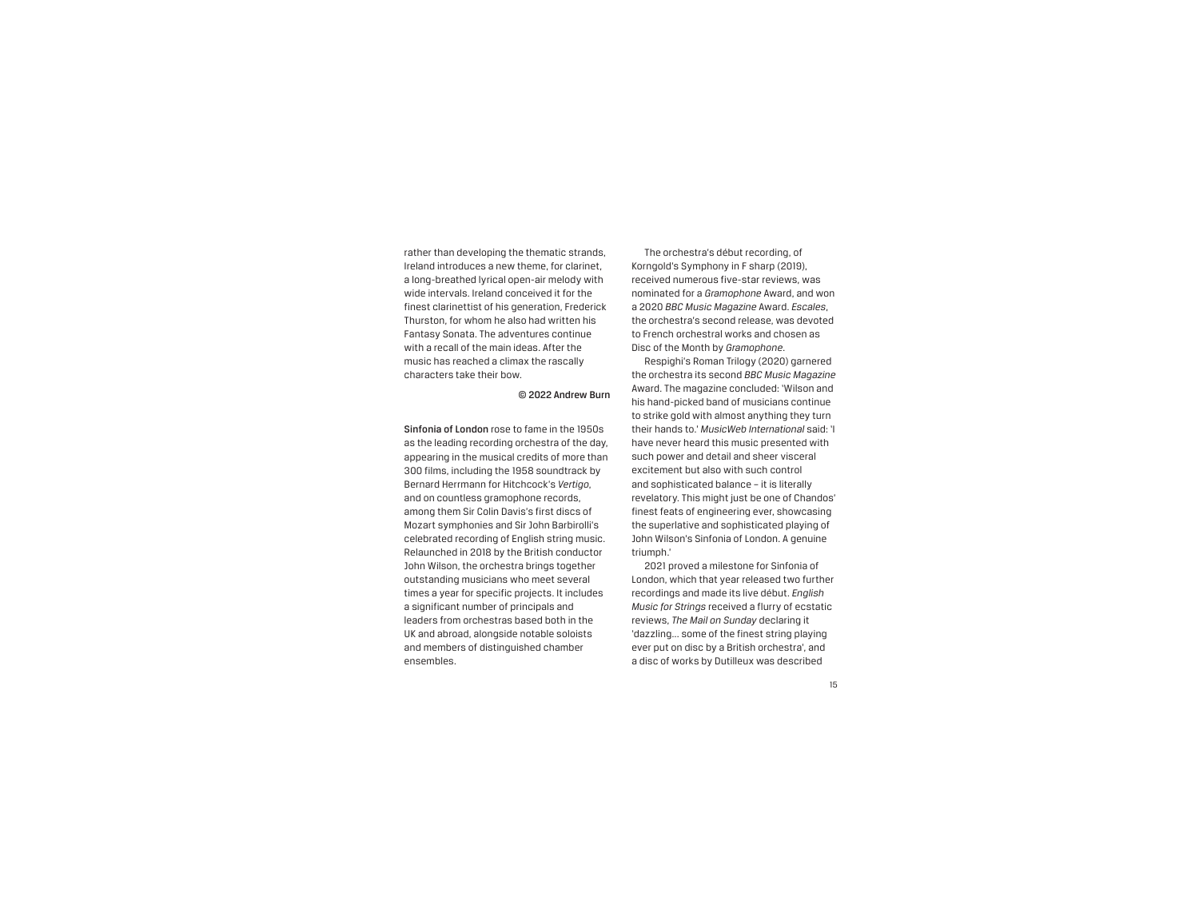rather than developing the thematic strands, Ireland introduces a new theme, for clarinet, a long-breathed lyrical open-air melody with wide intervals. Ireland conceived it for the finest clarinettist of his generation, Frederick Thurston, for whom he also had written his Fantasy Sonata. The adventures continue with a recall of the main ideas. After the music has reached a climax the rascally characters take their bow.

© 2022 Andrew Burn

**Sinfonia of London** rose to fame in the 1950s as the leading recording orchestra of the day, appearing in the musical credits of more than 300 films, including the 1958 soundtrack by Bernard Herrmann for Hitchcock's *Vertigo*, and on countless gramophone records, among them Sir Colin Davis's first discs of Mozart symphonies and Sir John Barbirolli's celebrated recording of English string music. Relaunched in 2018 by the British conductor John Wilson, the orchestra brings together outstanding musicians who meet several times a year for specific projects. It includes a significant number of principals and leaders from orchestras based both in the UK and abroad, alongside notable soloists and members of distinguished chamber ensembles.

The orchestra's début recording, of Korngold's Symphony in F sharp (2019), received numerous five-star reviews, was nominated for a *Gramophone* Award, and won a 2020 *BBC Music Magazine* Award. *Escales*, the orchestra's second release, was devoted to French orchestral works and chosen as Disc of the Month by *Gramophone*.

Respighi's Roman Trilogy (2020) garnered the orchestra its second *BBC Music Magazine* Award. The magazine concluded: 'Wilson and his hand-picked band of musicians continue to strike gold with almost anything they turn their hands to.' *MusicWeb International* said: 'I have never heard this music presented with such power and detail and sheer visceral excitement but also with such control and sophisticated balance – it is literally revelatory. This might just be one of Chandos' finest feats of engineering ever, showcasing the superlative and sophisticated playing of John Wilson's Sinfonia of London. A genuine triumph.'

2021 proved a milestone for Sinfonia of London, which that year released two further recordings and made its live début. *English Music for Strings* received a flurry of ecstatic reviews, *The Mail on Sunday* declaring it 'dazzling... some of the finest string playing ever put on disc by a British orchestra', and a disc of works by Dutilleux was described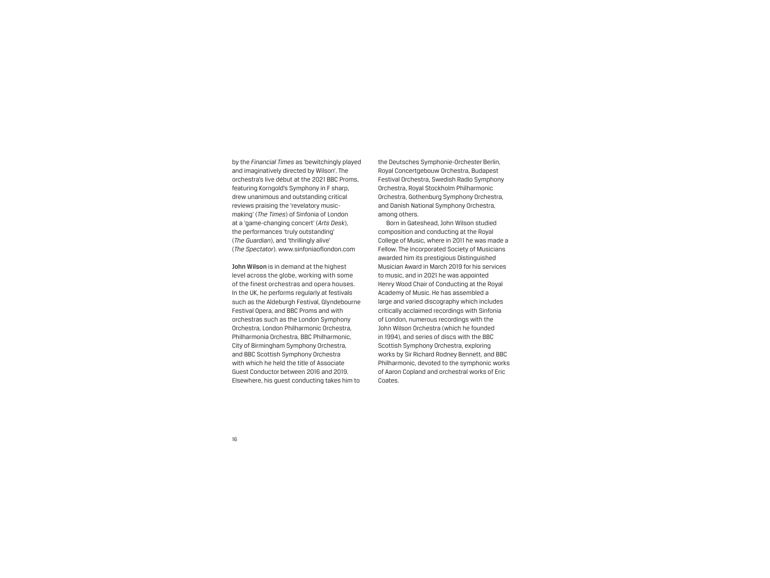by the *Financial Times* as 'bewitchingly played and imaginatively directed by Wilson'. The orchestra's live début at the 2021 BBC Proms, featuring Korngold's Symphony in F sharp, drew unanimous and outstanding critical reviews praising the 'revelatory music-making' (*The Times*) of Sinfonia of London at a 'game-changing concert' (*Arts Desk*), the performances 'truly outstanding' (*The Guardian*), and 'thrillingly alive' (*The Spectator*). www.sinfoniaoflondon.com

**John Wilson** is in demand at the highest level across the globe, working with some of the finest orchestras and opera houses. In the UK, he performs regularly at festivals such as the Aldeburgh Festival, Glyndebourne Festival Opera, and BBC Proms and with orchestras such as the London Symphony Orchestra, London Philharmonic Orchestra, Philharmonia Orchestra, BBC Philharmonic, City of Birmingham Symphony Orchestra, and BBC Scottish Symphony Orchestra with which he held the title of Associate Guest Conductor between 2016 and 2019. Elsewhere, his guest conducting takes him to the Deutsches Symphonie-Orchester Berlin, Royal Concertgebouw Orchestra, Budapest Festival Orchestra, Swedish Radio Symphony Orchestra, Royal Stockholm Philharmonic Orchestra, Gothenburg Symphony Orchestra, and Danish National Symphony Orchestra, among others.

Born in Gateshead, John Wilson studied composition and conducting at the Royal College of Music, where in 2011 he was made a Fellow. The Incorporated Society of Musicians awarded him its prestigious Distinguished Musician Award in March 2019 for his services to music, and in 2021 he was appointed Henry Wood Chair of Conducting at the Royal Academy of Music. He has assembled a large and varied discography which includes critically acclaimed recordings with Sinfonia of London, numerous recordings with the John Wilson Orchestra (which he founded in 1994), and series of discs with the BBC Scottish Symphony Orchestra, exploring works by Sir Richard Rodney Bennett, and BBC Philharmonic, devoted to the symphonic works of Aaron Copland and orchestral works of Eric Coates.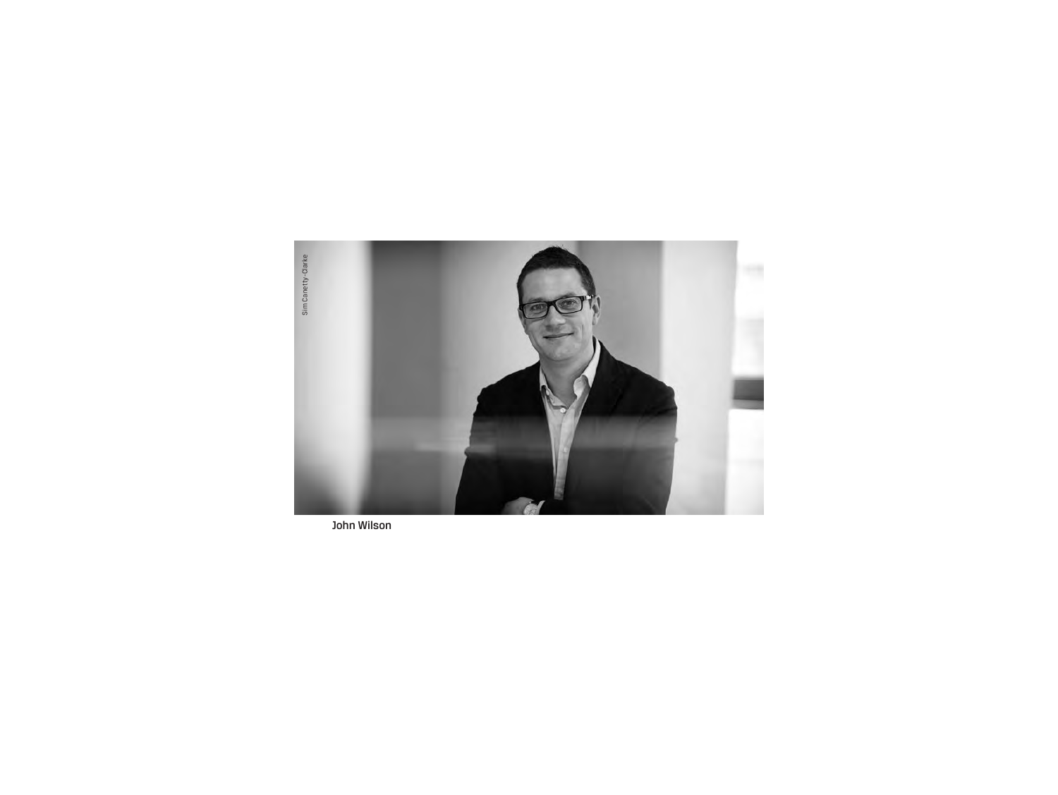Sim Canetty-Clarke

John Wilson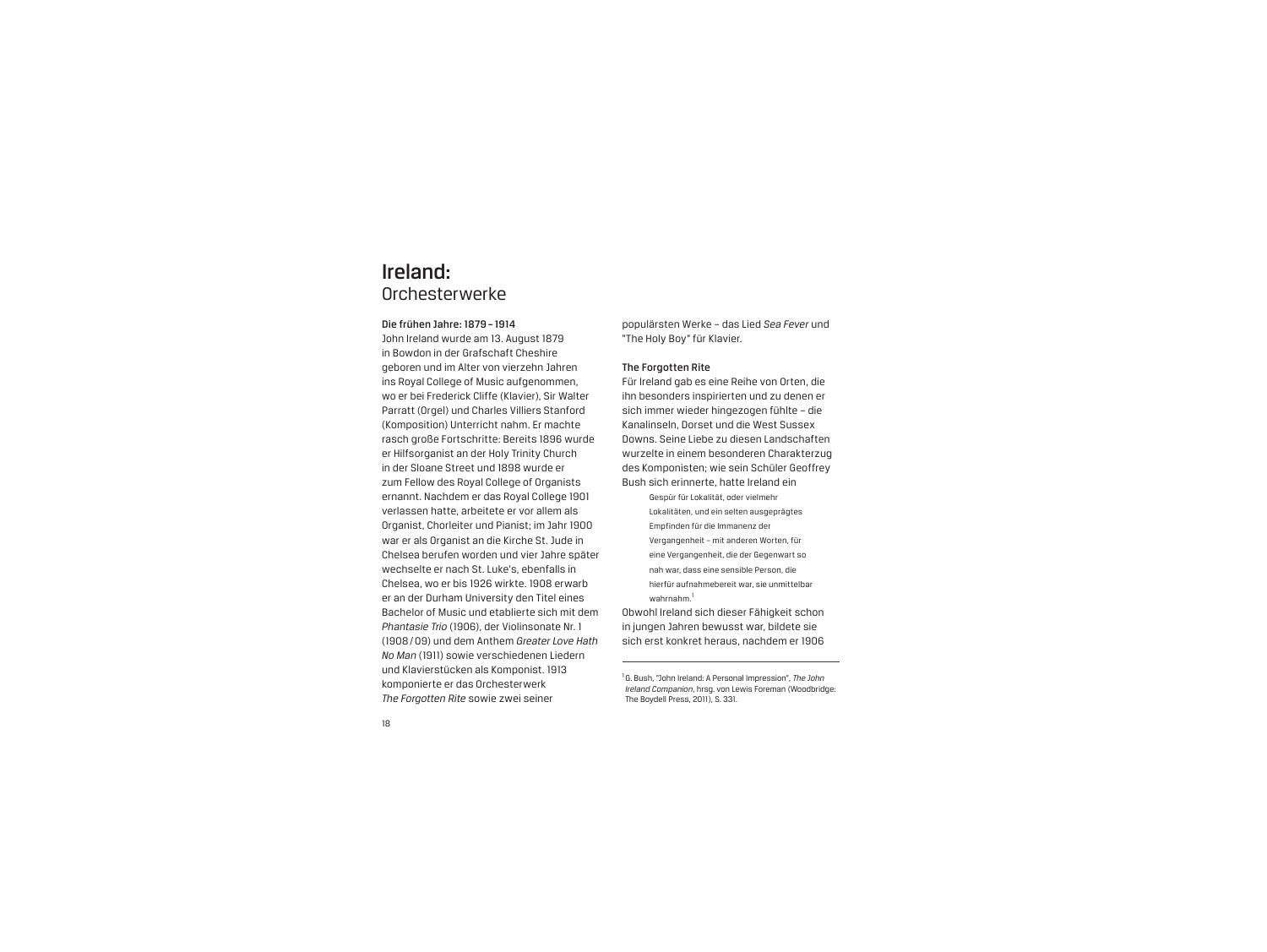# Ireland:
## Orchesterwerke

**Die frühen Jahre: 1879 – 1914**

John Ireland wurde am 13. August 1879 in Bowdon in der Grafschaft Cheshire geboren und im Alter von vierzehn Jahren ins Royal College of Music aufgenommen, wo er bei Frederick Cliffe (Klavier), Sir Walter Parratt (Orgel) und Charles Villiers Stanford (Komposition) Unterricht nahm. Er machte rasch große Fortschritte: Bereits 1896 wurde er Hilfsorganist an der Holy Trinity Church in der Sloane Street und 1898 wurde er zum Fellow des Royal College of Organists ernannt. Nachdem er das Royal College 1901 verlassen hatte, arbeitete er vor allem als Organist, Chorleiter und Pianist; im Jahr 1900 war er als Organist an die Kirche St. Jude in Chelsea berufen worden und vier Jahre später wechselte er nach St. Luke's, ebenfalls in Chelsea, wo er bis 1926 wirkte. 1908 erwarb er an der Durham University den Titel eines Bachelor of Music und etablierte sich mit dem *Phantasie Trio* (1906), der Violinsonate Nr. 1 (1908 / 09) und dem Anthem *Greater Love Hath No Man* (1911) sowie verschiedenen Liedern und Klavierstücken als Komponist. 1913 komponierte er das Orchesterwerk *The Forgotten Rite* sowie zwei seiner populärsten Werke – das Lied *Sea Fever* und "The Holy Boy" für Klavier.

**The Forgotten Rite**

Für Ireland gab es eine Reihe von Orten, die ihn besonders inspirierten und zu denen er sich immer wieder hingezogen fühlte – die Kanalinseln, Dorset und die West Sussex Downs. Seine Liebe zu diesen Landschaften wurzelte in einem besonderen Charakterzug des Komponisten; wie sein Schüler Geoffrey Bush sich erinnerte, hatte Ireland ein

> Gespür für Lokalität, oder vielmehr Lokalitäten, und ein selten ausgeprägtes Empfinden für die Immanenz der Vergangenheit – mit anderen Worten, für eine Vergangenheit, die der Gegenwart so nah war, dass eine sensible Person, die hierfür aufnahmebereit war, sie unmittelbar wahrnahm.[1]

Obwohl Ireland sich dieser Fähigkeit schon in jungen Jahren bewusst war, bildete sie sich erst konkret heraus, nachdem er 1906

---

[1] G. Bush, "John Ireland: A Personal Impression", *The John Ireland Companion*, hrsg. von Lewis Foreman (Woodbridge: The Boydell Press, 2011), S. 331.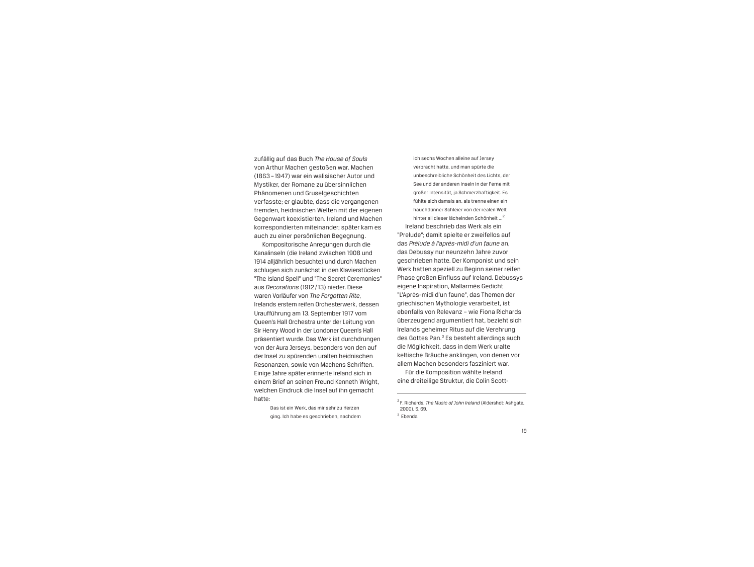zufällig auf das Buch *The House of Souls* von Arthur Machen gestoßen war. Machen (1863 – 1947) war ein walisischer Autor und Mystiker, der Romane zu übersinnlichen Phänomenen und Gruselgeschichten verfasste; er glaubte, dass die vergangenen fremden, heidnischen Welten mit der eigenen Gegenwart koexistierten. Ireland und Machen korrespondierten miteinander; später kam es auch zu einer persönlichen Begegnung.

Kompositorische Anregungen durch die Kanalinseln (die Ireland zwischen 1908 und 1914 alljährlich besuchte) und durch Machen schlugen sich zunächst in den Klavierstücken "The Island Spell" und "The Secret Ceremonies" aus *Decorations* (1912 / 13) nieder. Diese waren Vorläufer von *The Forgotten Rite*, Irelands erstem reifen Orchesterwerk, dessen Uraufführung am 13. September 1917 vom Queen's Hall Orchestra unter der Leitung von Sir Henry Wood in der Londoner Queen's Hall präsentiert wurde. Das Werk ist durchdrungen von der Aura Jerseys, besonders von den auf der Insel zu spürenden uralten heidnischen Resonanzen, sowie von Machens Schriften. Einige Jahre später erinnerte Ireland sich in einem Brief an seinen Freund Kenneth Wright, welchen Eindruck die Insel auf ihn gemacht hatte:

> Das ist ein Werk, das mir sehr zu Herzen ging. Ich habe es geschrieben, nachdem ich sechs Wochen alleine auf Jersey verbracht hatte, und man spürte die unbeschreibliche Schönheit des Lichts, der See und der anderen Inseln in der Ferne mit großer Intensität, ja Schmerzhaftigkeit. Es fühlte sich damals an, als trenne einen ein hauchdünner Schleier von der realen Welt hinter all dieser lächelnden Schönheit …[2]

Ireland beschrieb das Werk als ein "Prelude"; damit spielte er zweifellos auf das *Prélude à l'après-midi d'un faune* an, das Debussy nur neunzehn Jahre zuvor geschrieben hatte. Der Komponist und sein Werk hatten speziell zu Beginn seiner reifen Phase großen Einfluss auf Ireland. Debussys eigene Inspiration, Mallarmés Gedicht "L'Après-midi d'un faune", das Themen der griechischen Mythologie verarbeitet, ist ebenfalls von Relevanz – wie Fiona Richards überzeugend argumentiert hat, bezieht sich Irelands geheimer Ritus auf die Verehrung des Gottes Pan.[3] Es besteht allerdings auch die Möglichkeit, dass in dem Werk uralte keltische Bräuche anklingen, von denen vor allem Machen besonders fasziniert war.

Für die Komposition wählte Ireland eine dreiteilige Struktur, die Colin Scott-

---

[2] F. Richards, *The Music of John Ireland* (Aldershot: Ashgate, 2000), S. 69.

[3] Ebenda.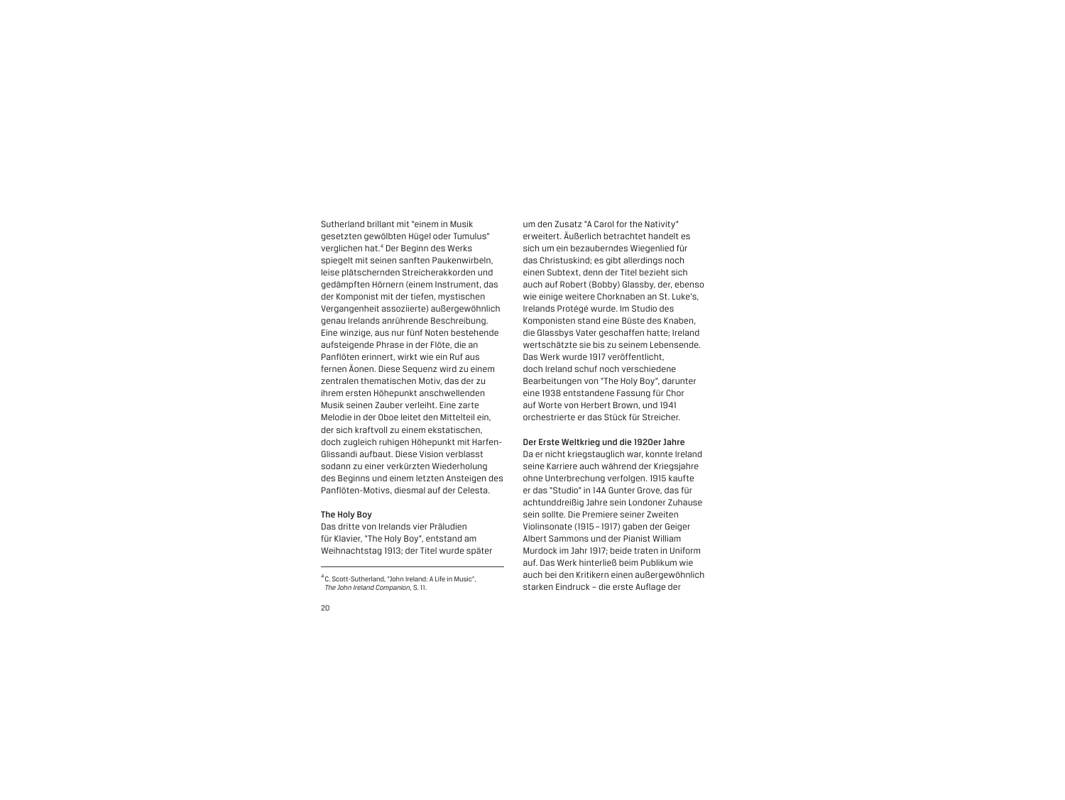Sutherland brillant mit "einem in Musik gesetzten gewölbten Hügel oder Tumulus" verglichen hat.[4] Der Beginn des Werks spiegelt mit seinen sanften Paukenwirbeln, leise plätschernden Streicherakkorden und gedämpften Hörnern (einem Instrument, das der Komponist mit der tiefen, mystischen Vergangenheit assoziierte) außergewöhnlich genau Irelands anrührende Beschreibung. Eine winzige, aus nur fünf Noten bestehende aufsteigende Phrase in der Flöte, die an Panflöten erinnert, wirkt wie ein Ruf aus fernen Äonen. Diese Sequenz wird zu einem zentralen thematischen Motiv, das der zu ihrem ersten Höhepunkt anschwellenden Musik seinen Zauber verleiht. Eine zarte Melodie in der Oboe leitet den Mittelteil ein, der sich kraftvoll zu einem ekstatischen, doch zugleich ruhigen Höhepunkt mit Harfen-Glissandi aufbaut. Diese Vision verblasst sodann zu einer verkürzten Wiederholung des Beginns und einem letzten Ansteigen des Panflöten-Motivs, diesmal auf der Celesta.

**The Holy Boy**

Das dritte von Irelands vier Präludien für Klavier, "The Holy Boy", entstand am Weihnachtstag 1913; der Titel wurde später um den Zusatz "A Carol for the Nativity" erweitert. Äußerlich betrachtet handelt es sich um ein bezauberndes Wiegenlied für das Christuskind; es gibt allerdings noch einen Subtext, denn der Titel bezieht sich auch auf Robert (Bobby) Glassby, der, ebenso wie einige weitere Chorknaben an St. Luke's, Irelands Protégé wurde. Im Studio des Komponisten stand eine Büste des Knaben, die Glassbys Vater geschaffen hatte; Ireland wertschätzte sie bis zu seinem Lebensende. Das Werk wurde 1917 veröffentlicht, doch Ireland schuf noch verschiedene Bearbeitungen von "The Holy Boy", darunter eine 1938 entstandene Fassung für Chor auf Worte von Herbert Brown, und 1941 orchestrierte er das Stück für Streicher.

**Der Erste Weltkrieg und die 1920er Jahre**

Da er nicht kriegstauglich war, konnte Ireland seine Karriere auch während der Kriegsjahre ohne Unterbrechung verfolgen. 1915 kaufte er das "Studio" in 14A Gunter Grove, das für achtunddreißig Jahre sein Londoner Zuhause sein sollte. Die Premiere seiner Zweiten Violinsonate (1915 – 1917) gaben der Geiger Albert Sammons und der Pianist William Murdock im Jahr 1917; beide traten in Uniform auf. Das Werk hinterließ beim Publikum wie auch bei den Kritikern einen außergewöhnlich starken Eindruck – die erste Auflage der

---

[4] C. Scott-Sutherland, "John Ireland: A Life in Music", *The John Ireland Companion*, S. 11.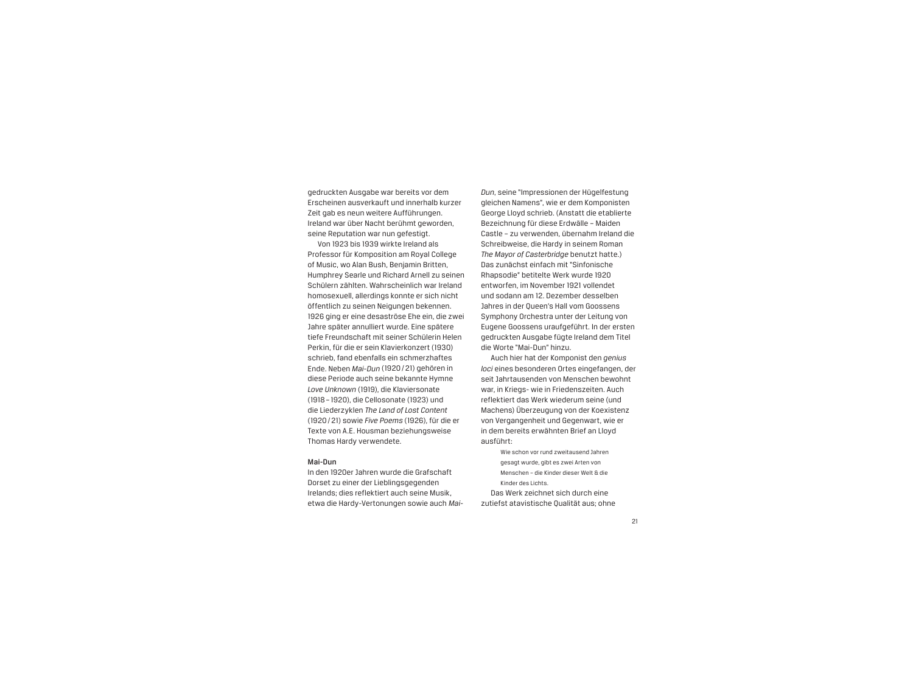gedruckten Ausgabe war bereits vor dem Erscheinen ausverkauft und innerhalb kurzer Zeit gab es neun weitere Aufführungen. Ireland war über Nacht berühmt geworden, seine Reputation war nun gefestigt.

Von 1923 bis 1939 wirkte Ireland als Professor für Komposition am Royal College of Music, wo Alan Bush, Benjamin Britten, Humphrey Searle und Richard Arnell zu seinen Schülern zählten. Wahrscheinlich war Ireland homosexuell, allerdings konnte er sich nicht öffentlich zu seinen Neigungen bekennen. 1926 ging er eine desaströse Ehe ein, die zwei Jahre später annulliert wurde. Eine spätere tiefe Freundschaft mit seiner Schülerin Helen Perkin, für die er sein Klavierkonzert (1930) schrieb, fand ebenfalls ein schmerzhaftes Ende. Neben *Mai-Dun* (1920 / 21) gehören in diese Periode auch seine bekannte Hymne *Love Unknown* (1919), die Klaviersonate (1918 – 1920), die Cellosonate (1923) und die Liederzyklen *The Land of Lost Content* (1920 / 21) sowie *Five Poems* (1926), für die er Texte von A.E. Housman beziehungsweise Thomas Hardy verwendete.

**Mai-Dun**

In den 1920er Jahren wurde die Grafschaft Dorset zu einer der Lieblingsgegenden Irelands; dies reflektiert auch seine Musik, etwa die Hardy-Vertonungen sowie auch *Mai-Dun*, seine "Impressionen der Hügelfestung gleichen Namens", wie er dem Komponisten George Lloyd schrieb. (Anstatt die etablierte Bezeichnung für diese Erdwälle – Maiden Castle – zu verwenden, übernahm Ireland die Schreibweise, die Hardy in seinem Roman *The Mayor of Casterbridge* benutzt hatte.) Das zunächst einfach mit "Sinfonische Rhapsodie" betitelte Werk wurde 1920 entworfen, im November 1921 vollendet und sodann am 12. Dezember desselben Jahres in der Queen's Hall vom Goossens Symphony Orchestra unter der Leitung von Eugene Goossens uraufgeführt. In der ersten gedruckten Ausgabe fügte Ireland dem Titel die Worte "Mai-Dun" hinzu.

Auch hier hat der Komponist den *genius loci* eines besonderen Ortes eingefangen, der seit Jahrtausenden von Menschen bewohnt war, in Kriegs- wie in Friedenszeiten. Auch reflektiert das Werk wiederum seine (und Machens) Überzeugung von der Koexistenz von Vergangenheit und Gegenwart, wie er in dem bereits erwähnten Brief an Lloyd ausführt:

> Wie schon vor rund zweitausend Jahren gesagt wurde, gibt es zwei Arten von Menschen – die Kinder dieser Welt & die Kinder des Lichts.

Das Werk zeichnet sich durch eine zutiefst atavistische Qualität aus; ohne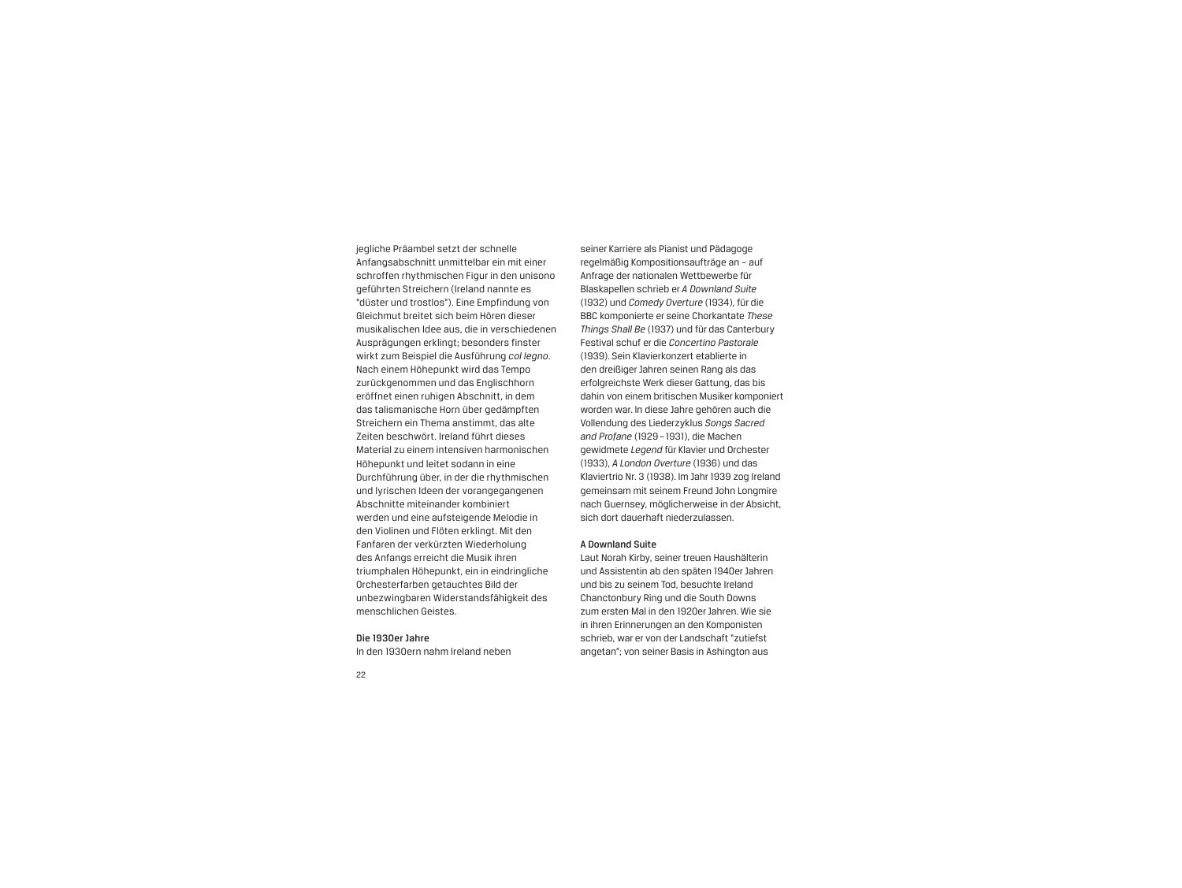jegliche Präambel setzt der schnelle Anfangsabschnitt unmittelbar ein mit einer schroffen rhythmischen Figur in den unisono geführten Streichern (Ireland nannte es "düster und trostlos"). Eine Empfindung von Gleichmut breitet sich beim Hören dieser musikalischen Idee aus, die in verschiedenen Ausprägungen erklingt; besonders finster wirkt zum Beispiel die Ausführung *col legno*. Nach einem Höhepunkt wird das Tempo zurückgenommen und das Englischhorn eröffnet einen ruhigen Abschnitt, in dem das talismanische Horn über gedämpften Streichern ein Thema anstimmt, das alte Zeiten beschwört. Ireland führt dieses Material zu einem intensiven harmonischen Höhepunkt und leitet sodann in eine Durchführung über, in der die rhythmischen und lyrischen Ideen der vorangegangenen Abschnitte miteinander kombiniert werden und eine aufsteigende Melodie in den Violinen und Flöten erklingt. Mit den Fanfaren der verkürzten Wiederholung des Anfangs erreicht die Musik ihren triumphalen Höhepunkt, ein in eindringliche Orchesterfarben getauchtes Bild der unbezwingbaren Widerstandsfähigkeit des menschlichen Geistes.

**Die 1930er Jahre**

In den 1930ern nahm Ireland neben seiner Karriere als Pianist und Pädagoge regelmäßig Kompositionsaufträge an – auf Anfrage der nationalen Wettbewerbe für Blaskapellen schrieb er *A Downland Suite* (1932) und *Comedy Overture* (1934), für die BBC komponierte er seine Chorkantate *These Things Shall Be* (1937) und für das Canterbury Festival schuf er die *Concertino Pastorale* (1939). Sein Klavierkonzert etablierte in den dreißiger Jahren seinen Rang als das erfolgreichste Werk dieser Gattung, das bis dahin von einem britischen Musiker komponiert worden war. In diese Jahre gehören auch die Vollendung des Liederzyklus *Songs Sacred and Profane* (1929 – 1931), die Machen gewidmete *Legend* für Klavier und Orchester (1933), *A London Overture* (1936) und das Klaviertrio Nr. 3 (1938). Im Jahr 1939 zog Ireland gemeinsam mit seinem Freund John Longmire nach Guernsey, möglicherweise in der Absicht, sich dort dauerhaft niederzulassen.

**A Downland Suite**

Laut Norah Kirby, seiner treuen Haushälterin und Assistentin ab den späten 1940er Jahren und bis zu seinem Tod, besuchte Ireland Chanctonbury Ring und die South Downs zum ersten Mal in den 1920er Jahren. Wie sie in ihren Erinnerungen an den Komponisten schrieb, war er von der Landschaft "zutiefst angetan"; von seiner Basis in Ashington aus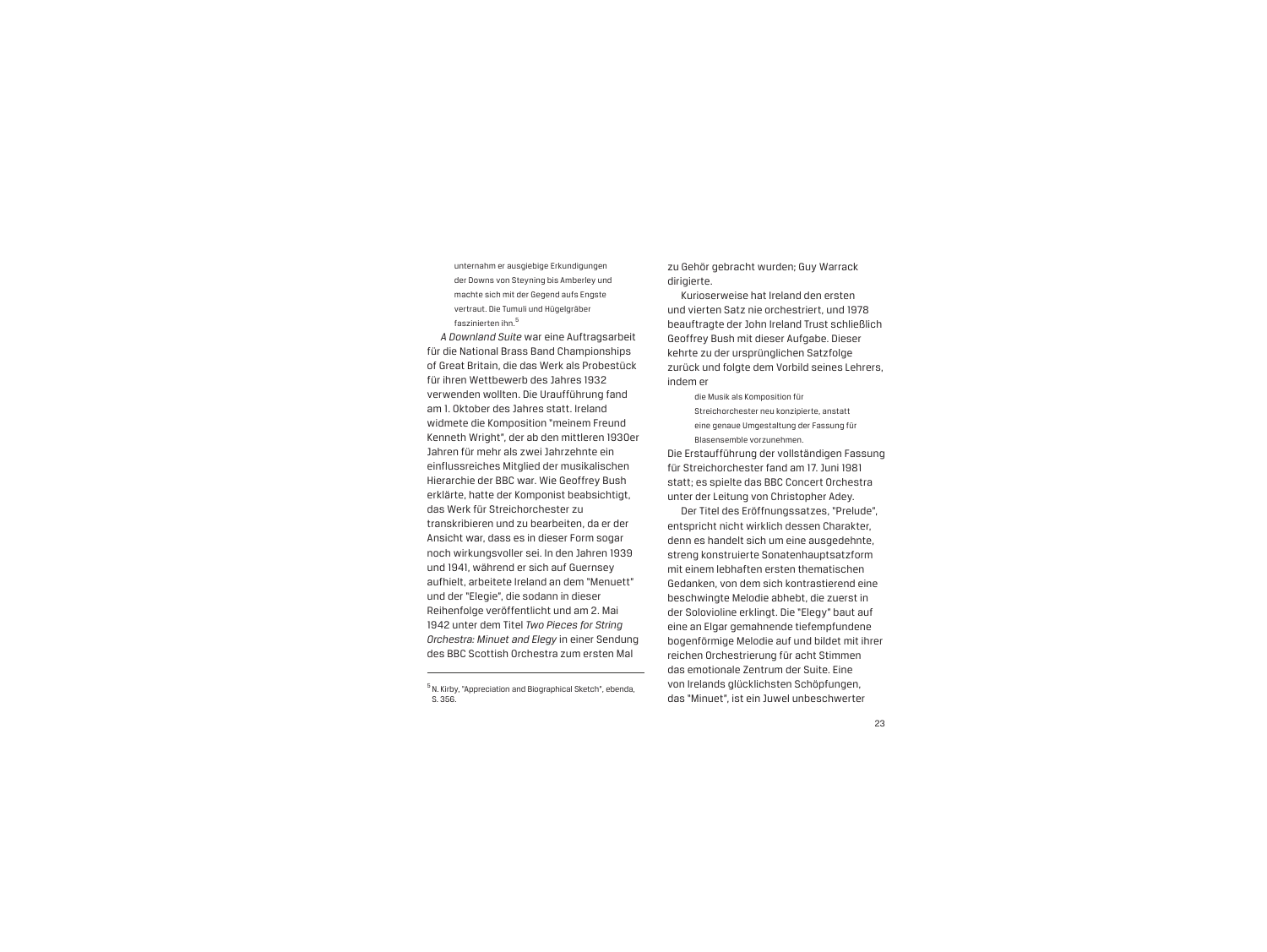> unternahm er ausgiebige Erkundigungen der Downs von Steyning bis Amberley und machte sich mit der Gegend aufs Engste vertraut. Die Tumuli und Hügelgräber faszinierten ihn.[5]

*A Downland Suite* war eine Auftragsarbeit für die National Brass Band Championships of Great Britain, die das Werk als Probestück für ihren Wettbewerb des Jahres 1932 verwenden wollten. Die Uraufführung fand am 1. Oktober des Jahres statt. Ireland widmete die Komposition "meinem Freund Kenneth Wright", der ab den mittleren 1930er Jahren für mehr als zwei Jahrzehnte ein einflussreiches Mitglied der musikalischen Hierarchie der BBC war. Wie Geoffrey Bush erklärte, hatte der Komponist beabsichtigt, das Werk für Streichorchester zu transkribieren und zu bearbeiten, da er der Ansicht war, dass es in dieser Form sogar noch wirkungsvoller sei. In den Jahren 1939 und 1941, während er sich auf Guernsey aufhielt, arbeitete Ireland an dem "Menuett" und der "Elegie", die sodann in dieser Reihenfolge veröffentlicht und am 2. Mai 1942 unter dem Titel *Two Pieces for String Orchestra: Minuet and Elegy* in einer Sendung des BBC Scottish Orchestra zum ersten Mal zu Gehör gebracht wurden; Guy Warrack dirigierte.

Kurioserweise hat Ireland den ersten und vierten Satz nie orchestriert, und 1978 beauftragte der John Ireland Trust schließlich Geoffrey Bush mit dieser Aufgabe. Dieser kehrte zu der ursprünglichen Satzfolge zurück und folgte dem Vorbild seines Lehrers, indem er

> die Musik als Komposition für Streichorchester neu konzipierte, anstatt eine genaue Umgestaltung der Fassung für Blasensemble vorzunehmen.

Die Erstaufführung der vollständigen Fassung für Streichorchester fand am 17. Juni 1981 statt; es spielte das BBC Concert Orchestra unter der Leitung von Christopher Adey.

Der Titel des Eröffnungssatzes, "Prelude", entspricht nicht wirklich dessen Charakter, denn es handelt sich um eine ausgedehnte, streng konstruierte Sonatenhauptsatzform mit einem lebhaften ersten thematischen Gedanken, von dem sich kontrastierend eine beschwingte Melodie abhebt, die zuerst in der Solovioline erklingt. Die "Elegy" baut auf eine an Elgar gemahnende tiefempfundene bogenförmige Melodie auf und bildet mit ihrer reichen Orchestrierung für acht Stimmen das emotionale Zentrum der Suite. Eine von Irelands glücklichsten Schöpfungen, das "Minuet", ist ein Juwel unbeschwerter

---

[5] N. Kirby, "Appreciation and Biographical Sketch", ebenda, S. 356.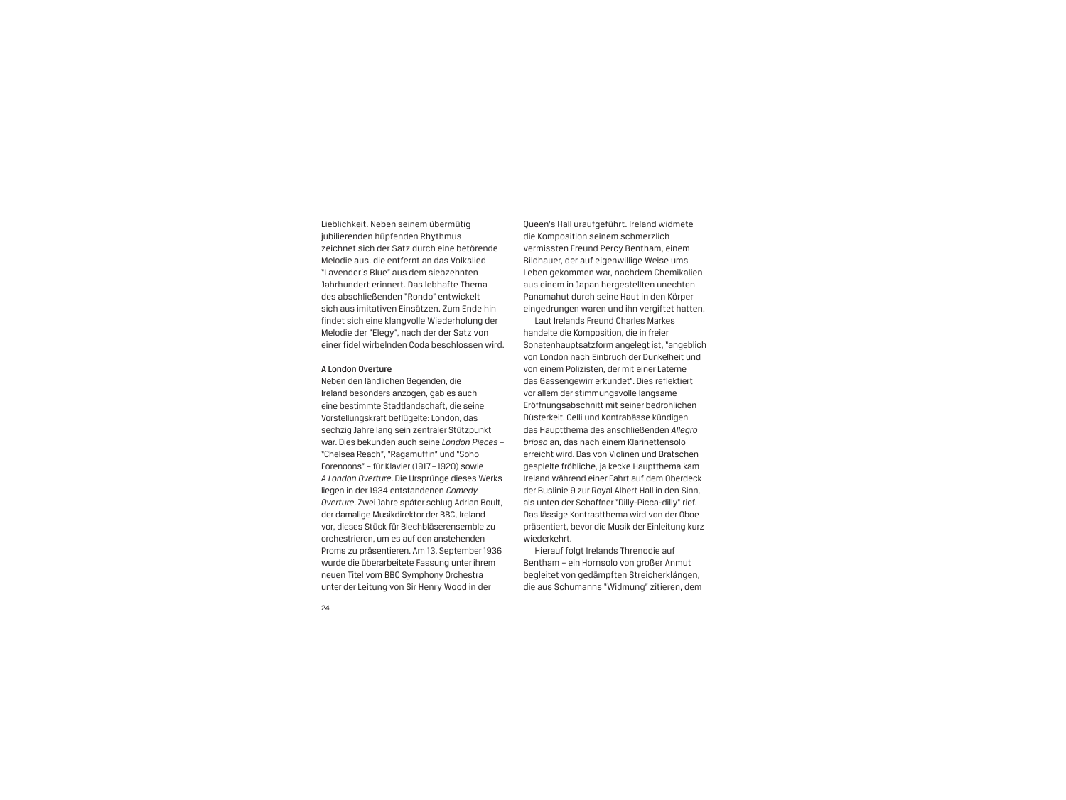Lieblichkeit. Neben seinem übermütig jubilierenden hüpfenden Rhythmus zeichnet sich der Satz durch eine betörende Melodie aus, die entfernt an das Volkslied "Lavender's Blue" aus dem siebzehnten Jahrhundert erinnert. Das lebhafte Thema des abschließenden "Rondo" entwickelt sich aus imitativen Einsätzen. Zum Ende hin findet sich eine klangvolle Wiederholung der Melodie der "Elegy", nach der der Satz von einer fidel wirbelnden Coda beschlossen wird.

**A London Overture**

Neben den ländlichen Gegenden, die Ireland besonders anzogen, gab es auch eine bestimmte Stadtlandschaft, die seine Vorstellungskraft beflügelte: London, das sechzig Jahre lang sein zentraler Stützpunkt war. Dies bekunden auch seine *London Pieces* – "Chelsea Reach", "Ragamuffin" und "Soho Forenoons" – für Klavier (1917 – 1920) sowie *A London Overture*. Die Ursprünge dieses Werks liegen in der 1934 entstandenen *Comedy Overture*. Zwei Jahre später schlug Adrian Boult, der damalige Musikdirektor der BBC, Ireland vor, dieses Stück für Blechbläserensemble zu orchestrieren, um es auf den anstehenden Proms zu präsentieren. Am 13. September 1936 wurde die überarbeitete Fassung unter ihrem neuen Titel vom BBC Symphony Orchestra unter der Leitung von Sir Henry Wood in der Queen's Hall uraufgeführt. Ireland widmete die Komposition seinem schmerzlich vermissten Freund Percy Bentham, einem Bildhauer, der auf eigenwillige Weise ums Leben gekommen war, nachdem Chemikalien aus einem in Japan hergestellten unechten Panamahut durch seine Haut in den Körper eingedrungen waren und ihn vergiftet hatten.

Laut Irelands Freund Charles Markes handelte die Komposition, die in freier Sonatenhauptsatzform angelegt ist, "angeblich von London nach Einbruch der Dunkelheit und von einem Polizisten, der mit einer Laterne das Gassengewirr erkundet". Dies reflektiert vor allem der stimmungsvolle langsame Eröffnungsabschnitt mit seiner bedrohlichen Düsterkeit. Celli und Kontrabässe kündigen das Hauptthema des anschließenden *Allegro brioso* an, das nach einem Klarinettensolo erreicht wird. Das von Violinen und Bratschen gespielte fröhliche, ja kecke Hauptthema kam Ireland während einer Fahrt auf dem Oberdeck der Buslinie 9 zur Royal Albert Hall in den Sinn, als unten der Schaffner "Dilly-Picca-dilly" rief. Das lässige Kontrastthema wird von der Oboe präsentiert, bevor die Musik der Einleitung kurz wiederkehrt.

Hierauf folgt Irelands Threnodie auf Bentham – ein Hornsolo von großer Anmut begleitet von gedämpften Streicherklängen, die aus Schumanns "Widmung" zitieren, dem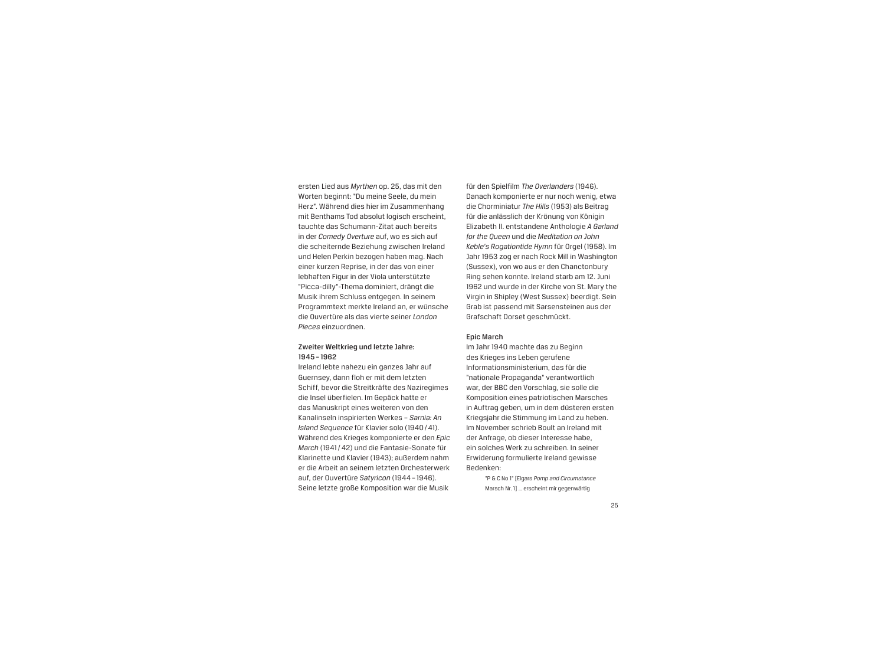ersten Lied aus *Myrthen* op. 25, das mit den Worten beginnt: "Du meine Seele, du mein Herz". Während dies hier im Zusammenhang mit Benthams Tod absolut logisch erscheint, tauchte das Schumann-Zitat auch bereits in der *Comedy Overture* auf, wo es sich auf die scheiternde Beziehung zwischen Ireland und Helen Perkin bezogen haben mag. Nach einer kurzen Reprise, in der das von einer lebhaften Figur in der Viola unterstützte "Picca-dilly"-Thema dominiert, drängt die Musik ihrem Schluss entgegen. In seinem Programmtext merkte Ireland an, er wünsche die Ouvertüre als das vierte seiner *London Pieces* einzuordnen.

**Zweiter Weltkrieg und letzte Jahre: 1945 – 1962**

Ireland lebte nahezu ein ganzes Jahr auf Guernsey, dann floh er mit dem letzten Schiff, bevor die Streitkräfte des Naziregimes die Insel überfielen. Im Gepäck hatte er das Manuskript eines weiteren von den Kanalinseln inspirierten Werkes – *Sarnia: An Island Sequence* für Klavier solo (1940 / 41). Während des Krieges komponierte er den *Epic March* (1941 / 42) und die Fantasie-Sonate für Klarinette und Klavier (1943); außerdem nahm er die Arbeit an seinem letzten Orchesterwerk auf, der Ouvertüre *Satyricon* (1944 – 1946). Seine letzte große Komposition war die Musik für den Spielfilm *The Overlanders* (1946). Danach komponierte er nur noch wenig, etwa die Chorminiatur *The Hills* (1953) als Beitrag für die anlässlich der Krönung von Königin Elizabeth II. entstandene Anthologie *A Garland for the Queen* und die *Meditation on John Keble's Rogationtide Hymn* für Orgel (1958). Im Jahr 1953 zog er nach Rock Mill in Washington (Sussex), von wo aus er den Chanctonbury Ring sehen konnte. Ireland starb am 12. Juni 1962 und wurde in der Kirche von St. Mary the Virgin in Shipley (West Sussex) beerdigt. Sein Grab ist passend mit Sarsensteinen aus der Grafschaft Dorset geschmückt.

**Epic March**

Im Jahr 1940 machte das zu Beginn des Krieges ins Leben gerufene Informationsministerium, das für die "nationale Propaganda" verantwortlich war, der BBC den Vorschlag, sie solle die Komposition eines patriotischen Marsches in Auftrag geben, um in dem düsteren ersten Kriegsjahr die Stimmung im Land zu heben. Im November schrieb Boult an Ireland mit der Anfrage, ob dieser Interesse habe, ein solches Werk zu schreiben. In seiner Erwiderung formulierte Ireland gewisse Bedenken:

> "P & C No 1" [Elgars *Pomp and Circumstance* Marsch Nr. 1] … erscheint mir gegenwärtig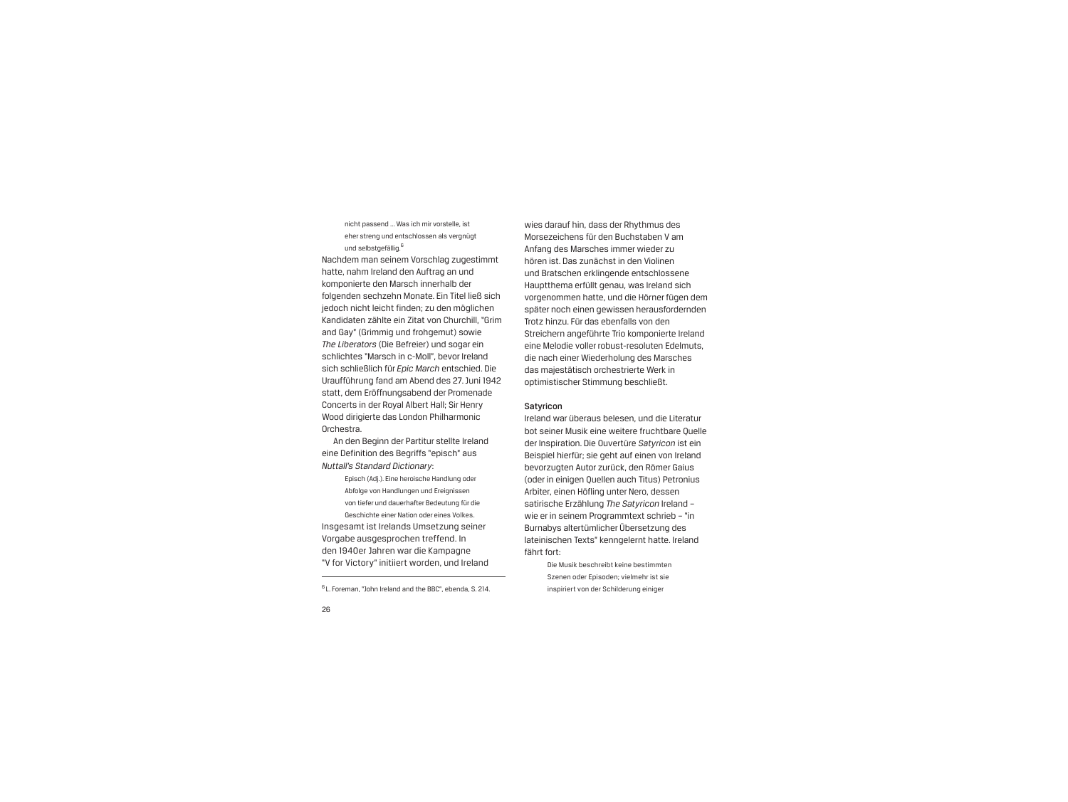> nicht passend ... Was ich mir vorstelle, ist
> eher streng und entschlossen als vergnügt
> und selbstgefällig.[6]

Nachdem man seinem Vorschlag zugestimmt hatte, nahm Ireland den Auftrag an und komponierte den Marsch innerhalb der folgenden sechzehn Monate. Ein Titel ließ sich jedoch nicht leicht finden; zu den möglichen Kandidaten zählte ein Zitat von Churchill, "Grim and Gay" (Grimmig und frohgemut) sowie *The Liberators* (Die Befreier) und sogar ein schlichtes "Marsch in c-Moll", bevor Ireland sich schließlich für *Epic March* entschied. Die Uraufführung fand am Abend des 27. Juni 1942 statt, dem Eröffnungsabend der Promenade Concerts in der Royal Albert Hall; Sir Henry Wood dirigierte das London Philharmonic Orchestra.

An den Beginn der Partitur stellte Ireland eine Definition des Begriffs "episch" aus *Nuttall's Standard Dictionary*:

> Episch (Adj.). Eine heroische Handlung oder
> Abfolge von Handlungen und Ereignissen
> von tiefer und dauerhafter Bedeutung für die
> Geschichte einer Nation oder eines Volkes.

Insgesamt ist Irelands Umsetzung seiner Vorgabe ausgesprochen treffend. In den 1940er Jahren war die Kampagne "V for Victory" initiiert worden, und Ireland wies darauf hin, dass der Rhythmus des Morsezeichens für den Buchstaben V am Anfang des Marsches immer wieder zu hören ist. Das zunächst in den Violinen und Bratschen erklingende entschlossene Hauptthema erfüllt genau, was Ireland sich vorgenommen hatte, und die Hörner fügen dem später noch einen gewissen herausfordernden Trotz hinzu. Für das ebenfalls von den Streichern angeführte Trio komponierte Ireland eine Melodie voller robust-resoluten Edelmuts, die nach einer Wiederholung des Marsches das majestätisch orchestrierte Werk in optimistischer Stimmung beschließt.

### Satyricon

Ireland war überaus belesen, und die Literatur bot seiner Musik eine weitere fruchtbare Quelle der Inspiration. Die Ouvertüre *Satyricon* ist ein Beispiel hierfür; sie geht auf einen von Ireland bevorzugten Autor zurück, den Römer Gaius (oder in einigen Quellen auch Titus) Petronius Arbiter, einen Höfling unter Nero, dessen satirische Erzählung *The Satyricon* Ireland – wie er in seinem Programmtext schrieb – "in Burnabys altertümlicher Übersetzung des lateinischen Texts" kenngelernt hatte. Ireland fährt fort:

> Die Musik beschreibt keine bestimmten
> Szenen oder Episoden; vielmehr ist sie
> inspiriert von der Schilderung einiger

---

[6] L. Foreman, "John Ireland and the BBC", ebenda, S. 214.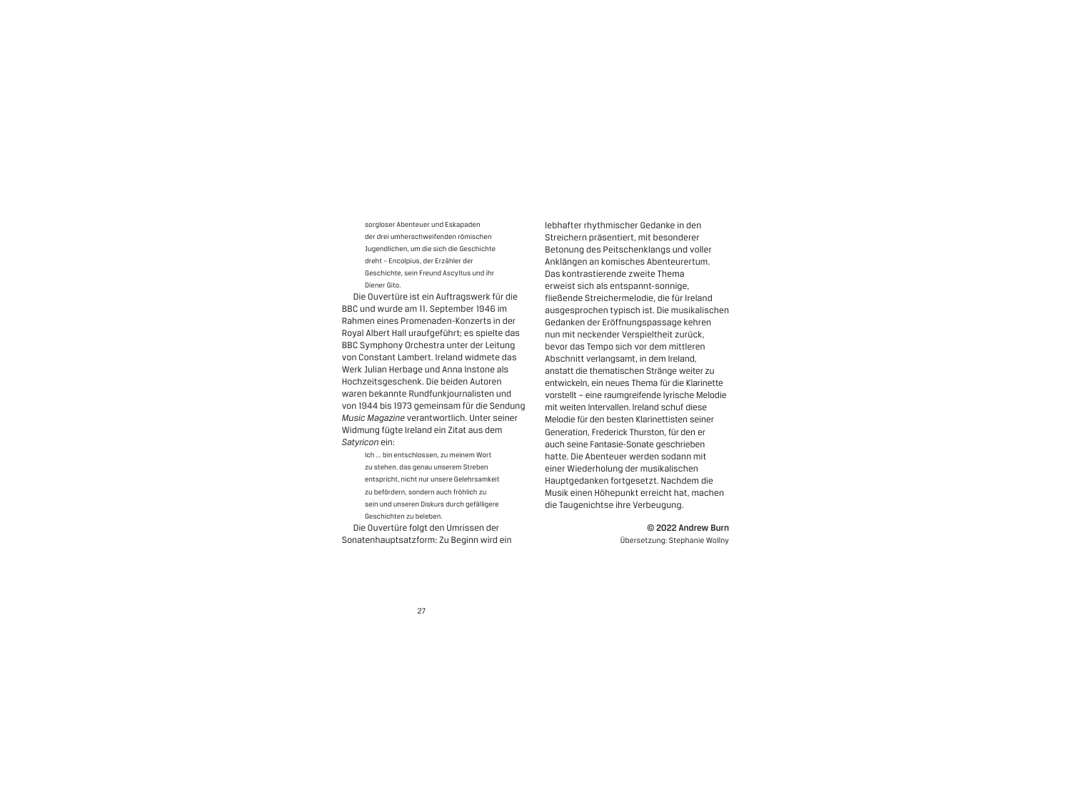> sorgloser Abenteuer und Eskapaden der drei umherschweifenden römischen Jugendlichen, um die sich die Geschichte dreht – Encolpius, der Erzähler der Geschichte, sein Freund Ascyltus und ihr Diener Gito.

Die Ouvertüre ist ein Auftragswerk für die BBC und wurde am 11. September 1946 im Rahmen eines Promenaden-Konzerts in der Royal Albert Hall uraufgeführt; es spielte das BBC Symphony Orchestra unter der Leitung von Constant Lambert. Ireland widmete das Werk Julian Herbage und Anna Instone als Hochzeitsgeschenk. Die beiden Autoren waren bekannte Rundfunkjournalisten und von 1944 bis 1973 gemeinsam für die Sendung *Music Magazine* verantwortlich. Unter seiner Widmung fügte Ireland ein Zitat aus dem *Satyricon* ein:

> Ich … bin entschlossen, zu meinem Wort zu stehen, das genau unserem Streben entspricht, nicht nur unsere Gelehrsamkeit zu befördern, sondern auch fröhlich zu sein und unseren Diskurs durch gefälligere Geschichten zu beleben.

Die Ouvertüre folgt den Umrissen der Sonatenhauptsatzform: Zu Beginn wird ein lebhafter rhythmischer Gedanke in den Streichern präsentiert, mit besonderer Betonung des Peitschenklangs und voller Anklängen an komisches Abenteurertum. Das kontrastierende zweite Thema erweist sich als entspannt-sonnige, fließende Streichermelodie, die für Ireland ausgesprochen typisch ist. Die musikalischen Gedanken der Eröffnungspassage kehren nun mit neckender Verspieltheit zurück, bevor das Tempo sich vor dem mittleren Abschnitt verlangsamt, in dem Ireland, anstatt die thematischen Stränge weiter zu entwickeln, ein neues Thema für die Klarinette vorstellt – eine raumgreifende lyrische Melodie mit weiten Intervallen. Ireland schuf diese Melodie für den besten Klarinettisten seiner Generation, Frederick Thurston, für den er auch seine Fantasie-Sonate geschrieben hatte. Die Abenteuer werden sodann mit einer Wiederholung der musikalischen Hauptgedanken fortgesetzt. Nachdem die Musik einen Höhepunkt erreicht hat, machen die Taugenichtse ihre Verbeugung.

**© 2022 Andrew Burn**

Übersetzung: Stephanie Wollny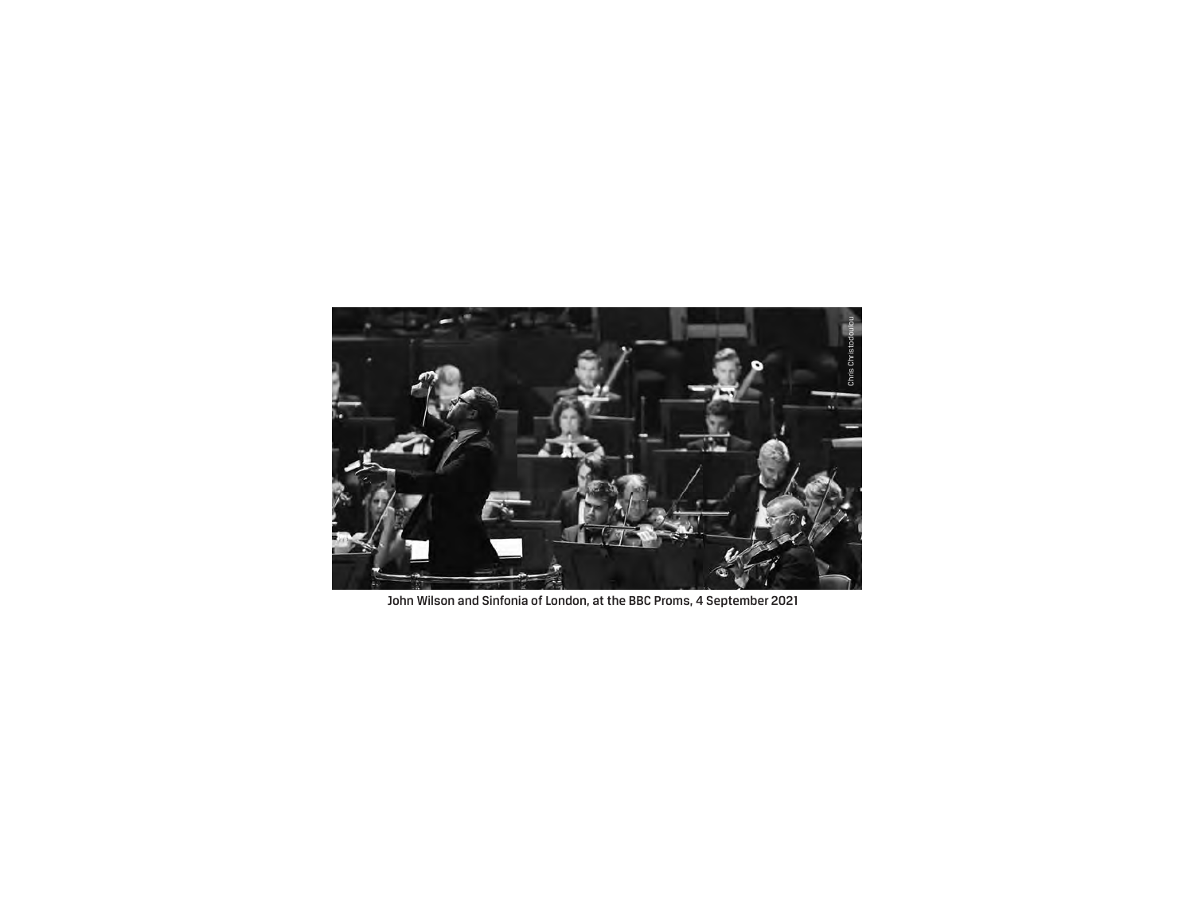John Wilson and Sinfonia of London, at the BBC Proms, 4 September 2021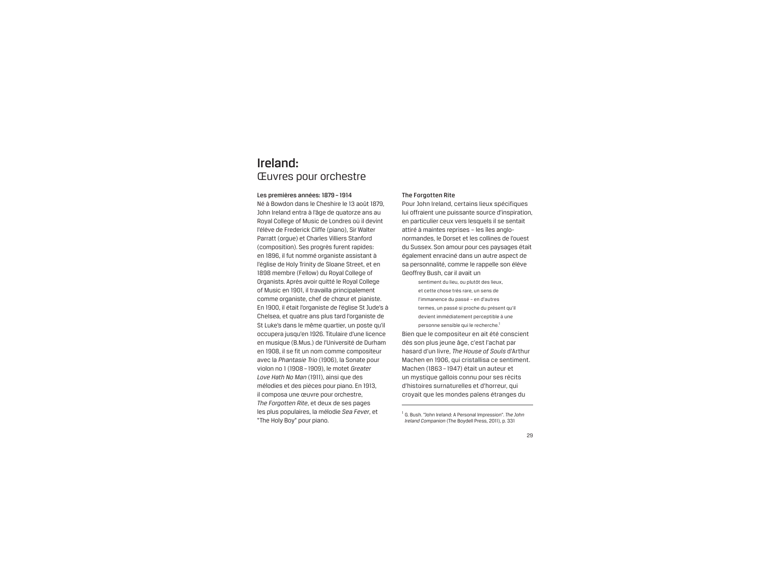# Ireland:
## Œuvres pour orchestre

**Les premières années: 1879 – 1914**

Né à Bowdon dans le Cheshire le 13 août 1879, John Ireland entra à l'âge de quatorze ans au Royal College of Music de Londres où il devint l'élève de Frederick Cliffe (piano), Sir Walter Parratt (orgue) et Charles Villiers Stanford (composition). Ses progrès furent rapides: en 1896, il fut nommé organiste assistant à l'église de Holy Trinity de Sloane Street, et en 1898 membre (Fellow) du Royal College of Organists. Après avoir quitté le Royal College of Music en 1901, il travailla principalement comme organiste, chef de chœur et pianiste. En 1900, il était l'organiste de l'église St Jude's à Chelsea, et quatre ans plus tard l'organiste de St Luke's dans le même quartier, un poste qu'il occupera jusqu'en 1926. Titulaire d'une licence en musique (B.Mus.) de l'Université de Durham en 1908, il se fit un nom comme compositeur avec la *Phantasie Trio* (1906), la Sonate pour violon no 1 (1908 – 1909), le motet *Greater Love Hath No Man* (1911), ainsi que des mélodies et des pièces pour piano. En 1913, il composa une œuvre pour orchestre, *The Forgotten Rite*, et deux de ses pages les plus populaires, la mélodie *Sea Fever*, et "The Holy Boy" pour piano.

**The Forgotten Rite**

Pour John Ireland, certains lieux spécifiques lui offraient une puissante source d'inspiration, en particulier ceux vers lesquels il se sentait attiré à maintes reprises – les îles anglo-normandes, le Dorset et les collines de l'ouest du Sussex. Son amour pour ces paysages était également enraciné dans un autre aspect de sa personnalité, comme le rappelle son élève Geoffrey Bush, car il avait un

> sentiment du lieu, ou plutôt des lieux, et cette chose très rare, un sens de l'immanence du passé – en d'autres termes, un passé si proche du présent qu'il devient immédiatement perceptible à une personne sensible qui le recherche.[1]

Bien que le compositeur en ait été conscient dès son plus jeune âge, c'est l'achat par hasard d'un livre, *The House of Souls* d'Arthur Machen en 1906, qui cristallisa ce sentiment. Machen (1863 – 1947) était un auteur et un mystique gallois connu pour ses récits d'histoires surnaturelles et d'horreur, qui croyait que les mondes païens étranges du

---

[1] G. Bush. "John Ireland: A Personal Impression". *The John Ireland Companion* (The Boydell Press, 2011), p. 331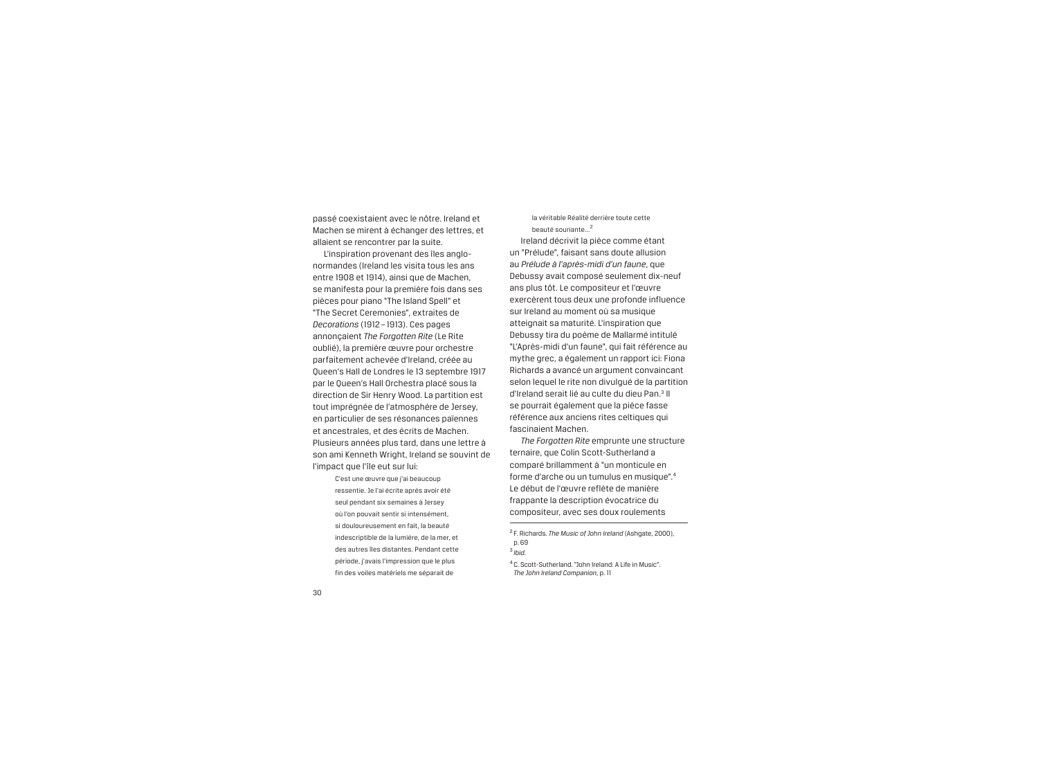passé coexistaient avec le nôtre. Ireland et Machen se mirent à échanger des lettres, et allaient se rencontrer par la suite.

L'inspiration provenant des îles anglo-normandes (Ireland les visita tous les ans entre 1908 et 1914), ainsi que de Machen, se manifesta pour la première fois dans ses pièces pour piano "The Island Spell" et "The Secret Ceremonies", extraites de *Decorations* (1912 – 1913). Ces pages annonçaient *The Forgotten Rite* (Le Rite oublié), la première œuvre pour orchestre parfaitement achevée d'Ireland, créée au Queen's Hall de Londres le 13 septembre 1917 par le Queen's Hall Orchestra placé sous la direction de Sir Henry Wood. La partition est tout imprégnée de l'atmosphère de Jersey, en particulier de ses résonances païennes et ancestrales, et des écrits de Machen. Plusieurs années plus tard, dans une lettre à son ami Kenneth Wright, Ireland se souvint de l'impact que l'île eut sur lui:

> C'est une œuvre que j'ai beaucoup ressentie. Je l'ai écrite après avoir été seul pendant six semaines à Jersey où l'on pouvait sentir si intensément, si douloureusement en fait, la beauté indescriptible de la lumière, de la mer, et des autres îles distantes. Pendant cette période, j'avais l'impression que le plus fin des voiles matériels me séparait de la véritable Réalité derrière toute cette beauté souriante...[2]

Ireland décrivit la pièce comme étant un "Prélude", faisant sans doute allusion au *Prélude à l'après-midi d'un faune*, que Debussy avait composé seulement dix-neuf ans plus tôt. Le compositeur et l'œuvre exercèrent tous deux une profonde influence sur Ireland au moment où sa musique atteignait sa maturité. L'inspiration que Debussy tira du poème de Mallarmé intitulé "L'Après-midi d'un faune", qui fait référence au mythe grec, a également un rapport ici: Fiona Richards a avancé un argument convaincant selon lequel le rite non divulgué de la partition d'Ireland serait lié au culte du dieu Pan.[3] Il se pourrait également que la pièce fasse référence aux anciens rites celtiques qui fascinaient Machen.

*The Forgotten Rite* emprunte une structure ternaire, que Colin Scott-Sutherland a comparé brillamment à "un monticule en forme d'arche ou un tumulus en musique".[4] Le début de l'œuvre reflète de manière frappante la description évocatrice du compositeur, avec ses doux roulements

---

[2] F. Richards. *The Music of John Ireland* (Ashgate, 2000), p. 69

[3] *Ibid.*

[4] C. Scott-Sutherland. "John Ireland: A Life in Music". *The John Ireland Companion*, p. 11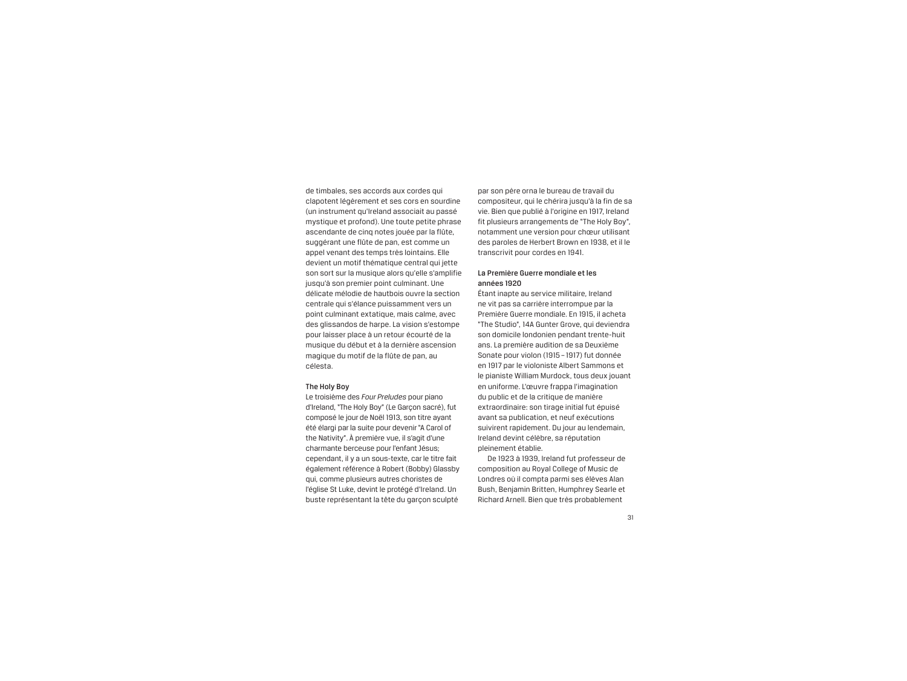de timbales, ses accords aux cordes qui clapotent légèrement et ses cors en sourdine (un instrument qu'Ireland associait au passé mystique et profond). Une toute petite phrase ascendante de cinq notes jouée par la flûte, suggérant une flûte de pan, est comme un appel venant des temps très lointains. Elle devient un motif thématique central qui jette son sort sur la musique alors qu'elle s'amplifie jusqu'à son premier point culminant. Une délicate mélodie de hautbois ouvre la section centrale qui s'élance puissamment vers un point culminant extatique, mais calme, avec des glissandos de harpe. La vision s'estompe pour laisser place à un retour écourté de la musique du début et à la dernière ascension magique du motif de la flûte de pan, au célesta.

### The Holy Boy

Le troisième des *Four Preludes* pour piano d'Ireland, "The Holy Boy" (Le Garçon sacré), fut composé le jour de Noël 1913, son titre ayant été élargi par la suite pour devenir "A Carol of the Nativity". À première vue, il s'agit d'une charmante berceuse pour l'enfant Jésus; cependant, il y a un sous-texte, car le titre fait également référence à Robert (Bobby) Glassby qui, comme plusieurs autres choristes de l'église St Luke, devint le protégé d'Ireland. Un buste représentant la tête du garçon sculpté par son père orna le bureau de travail du compositeur, qui le chérira jusqu'à la fin de sa vie. Bien que publié à l'origine en 1917, Ireland fit plusieurs arrangements de "The Holy Boy", notamment une version pour chœur utilisant des paroles de Herbert Brown en 1938, et il le transcrivit pour cordes en 1941.

### La Première Guerre mondiale et les années 1920

Étant inapte au service militaire, Ireland ne vit pas sa carrière interrompue par la Première Guerre mondiale. En 1915, il acheta "The Studio", 14A Gunter Grove, qui deviendra son domicile londonien pendant trente-huit ans. La première audition de sa Deuxième Sonate pour violon (1915 – 1917) fut donnée en 1917 par le violoniste Albert Sammons et le pianiste William Murdock, tous deux jouant en uniforme. L'œuvre frappa l'imagination du public et de la critique de manière extraordinaire: son tirage initial fut épuisé avant sa publication, et neuf exécutions suivirent rapidement. Du jour au lendemain, Ireland devint célèbre, sa réputation pleinement établie.

De 1923 à 1939, Ireland fut professeur de composition au Royal College of Music de Londres où il compta parmi ses élèves Alan Bush, Benjamin Britten, Humphrey Searle et Richard Arnell. Bien que très probablement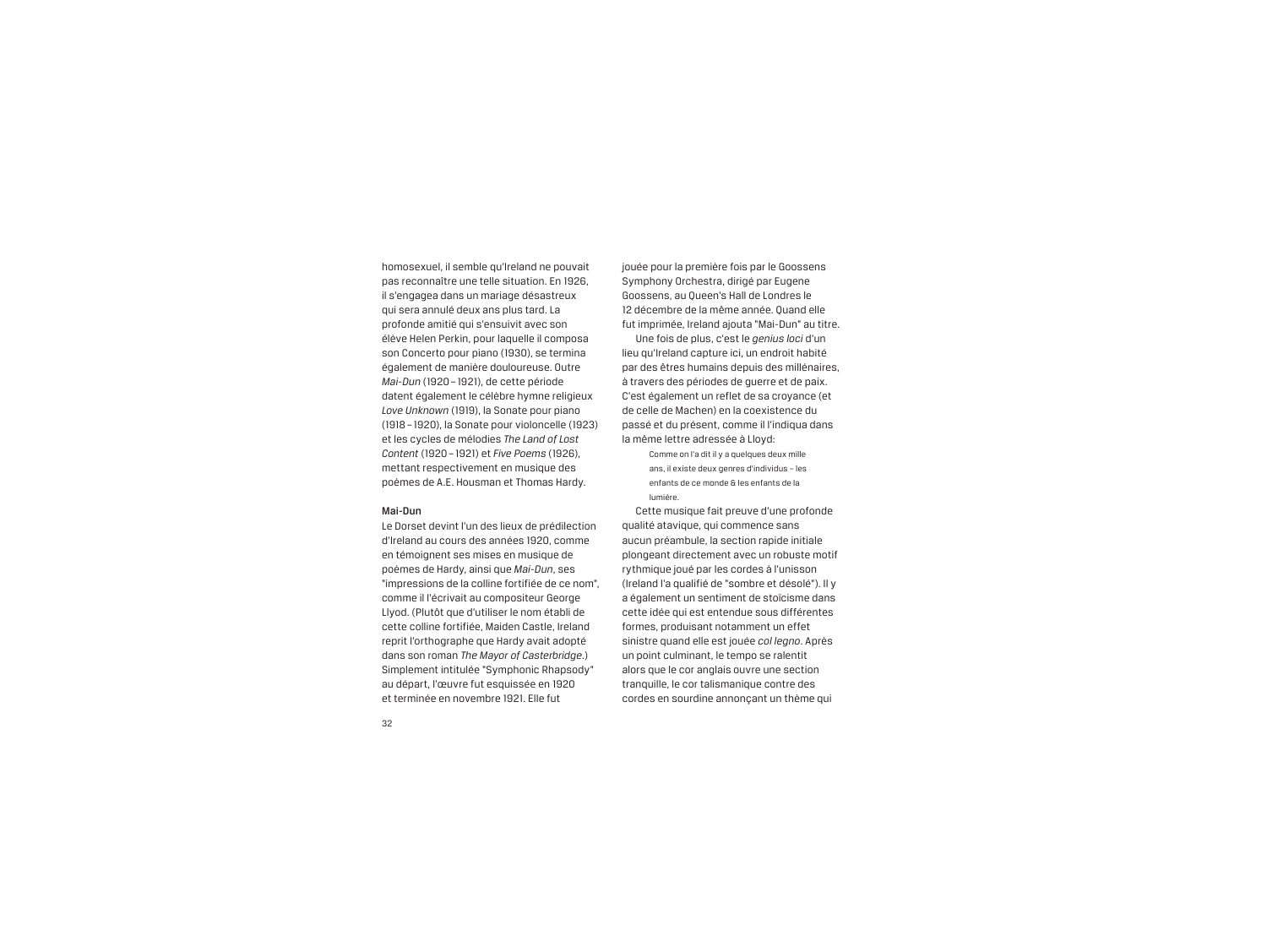homosexuel, il semble qu'Ireland ne pouvait pas reconnaître une telle situation. En 1926, il s'engagea dans un mariage désastreux qui sera annulé deux ans plus tard. La profonde amitié qui s'ensuivit avec son élève Helen Perkin, pour laquelle il composa son Concerto pour piano (1930), se termina également de manière douloureuse. Outre *Mai-Dun* (1920 – 1921), de cette période datent également le célèbre hymne religieux *Love Unknown* (1919), la Sonate pour piano (1918 – 1920), la Sonate pour violoncelle (1923) et les cycles de mélodies *The Land of Lost Content* (1920 – 1921) et *Five Poems* (1926), mettant respectivement en musique des poèmes de A.E. Housman and Thomas Hardy.

### Mai-Dun

Le Dorset devint l'un des lieux de prédilection d'Ireland au cours des années 1920, comme en témoignent ses mises en musique de poèmes de Hardy, ainsi que *Mai-Dun*, ses "impressions de la colline fortifiée de ce nom", comme il l'écrivait au compositeur George Llyod. (Plutôt que d'utiliser le nom établi de cette colline fortifiée, Maiden Castle, Ireland reprit l'orthographe que Hardy avait adopté dans son roman *The Mayor of Casterbridge*.) Simplement intitulée "Symphonic Rhapsody" au départ, l'œuvre fut esquissée en 1920 et terminée en novembre 1921. Elle fut jouée pour la première fois par le Goossens Symphony Orchestra, dirigé par Eugene Goossens, au Queen's Hall de Londres le 12 décembre de la même année. Quand elle fut imprimée, Ireland ajouta "Mai-Dun" au titre.

Une fois de plus, c'est le *genius loci* d'un lieu qu'Ireland capture ici, un endroit habité par des êtres humains depuis des millénaires, à travers des périodes de guerre et de paix. C'est également un reflet de sa croyance (et de celle de Machen) en la coexistence du passé et du présent, comme il l'indiqua dans la même lettre adressée à Lloyd:

> Comme on l'a dit il y a quelques deux mille ans, il existe deux genres d'individus – les enfants de ce monde & les enfants de la lumière.

Cette musique fait preuve d'une profonde qualité atavique, qui commence sans aucun préambule, la section rapide initiale plongeant directement avec un robuste motif rythmique joué par les cordes à l'unisson (Ireland l'a qualifié de "sombre et désolé"). Il y a également un sentiment de stoïcisme dans cette idée qui est entendue sous différentes formes, produisant notamment un effet sinistre quand elle est jouée *col legno*. Après un point culminant, le tempo se ralentit alors que le cor anglais ouvre une section tranquille, le cor talismanique contre des cordes en sourdine annonçant un thème qui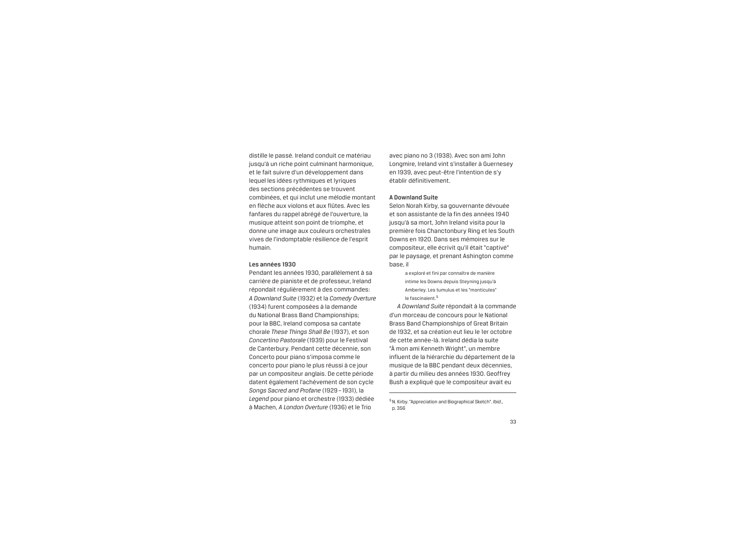distille le passé. Ireland conduit ce matériau jusqu'à un riche point culminant harmonique, et le fait suivre d'un développement dans lequel les idées rythmiques et lyriques des sections précédentes se trouvent combinées, et qui inclut une mélodie montant en flèche aux violons et aux flûtes. Avec les fanfares du rappel abrégé de l'ouverture, la musique atteint son point de triomphe, et donne une image aux couleurs orchestrales vives de l'indomptable résilience de l'esprit humain.

### Les années 1930

Pendant les années 1930, parallèlement à sa carrière de pianiste et de professeur, Ireland répondait régulièrement à des commandes: *A Downland Suite* (1932) et la *Comedy Overture* (1934) furent composées à la demande du National Brass Band Championships; pour la BBC, Ireland composa sa cantate chorale *These Things Shall Be* (1937), et son *Concertino Pastorale* (1939) pour le Festival de Canterbury. Pendant cette décennie, son Concerto pour piano s'imposa comme le concerto pour piano le plus réussi à ce jour par un compositeur anglais. De cette période datent également l'achèvement de son cycle *Songs Sacred and Profane* (1929 – 1931), la *Legend* pour piano et orchestre (1933) dédiée à Machen, *A London Overture* (1936) et le Trio avec piano no 3 (1938). Avec son ami John Longmire, Ireland vint s'installer à Guernesey en 1939, avec peut-être l'intention de s'y établir définitivement.

### A Downland Suite

Selon Norah Kirby, sa gouvernante dévouée et son assistante de la fin des années 1940 jusqu'à sa mort, John Ireland visita pour la première fois Chanctonbury Ring et les South Downs en 1920. Dans ses mémoires sur le compositeur, elle écrivit qu'il était "captivé" par le paysage, et prenant Ashington comme base, il

> a exploré et fini par connaître de manière intime les Downs depuis Steyning jusqu'à Amberley. Les tumulus et les "monticules" le fascinaient.[5]

*A Downland Suite* répondait à la commande d'un morceau de concours pour le National Brass Band Championships of Great Britain de 1932, et sa création eut lieu le 1er octobre de cette année-là. Ireland dédia la suite "À mon ami Kenneth Wright", un membre influent de la hiérarchie du département de la musique de la BBC pendant deux décennies, à partir du milieu des années 1930. Geoffrey Bush a expliqué que le compositeur avait eu

---

[5] N. Kirby. "Appreciation and Biographical Sketch". *Ibid.*, p. 356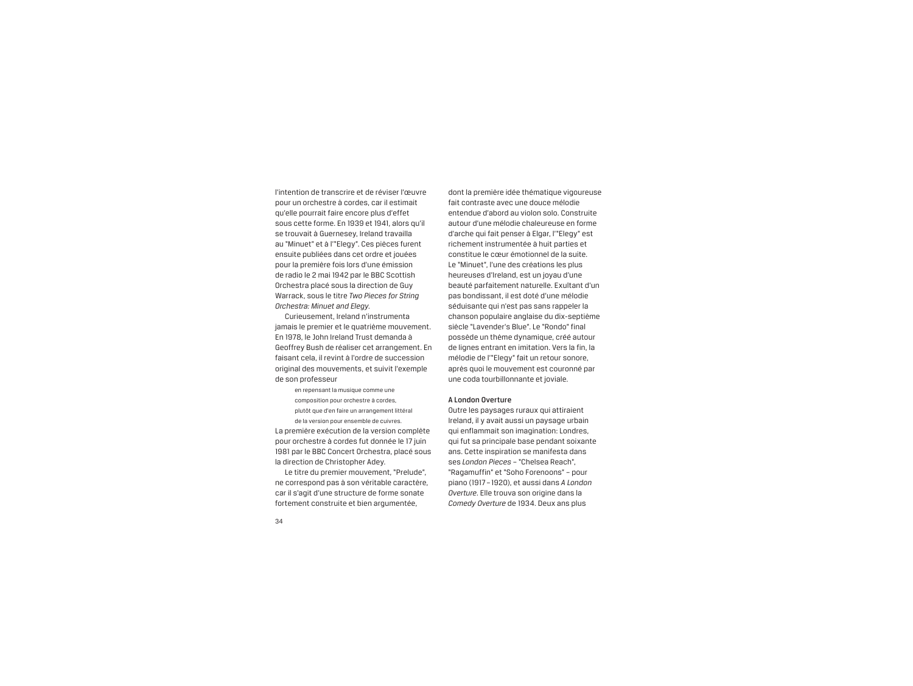l'intention de transcrire et de réviser l'œuvre pour un orchestre à cordes, car il estimait qu'elle pourrait faire encore plus d'effet sous cette forme. En 1939 et 1941, alors qu'il se trouvait à Guernesey, Ireland travailla au "Minuet" et à l'"Elegy". Ces pièces furent ensuite publiées dans cet ordre et jouées pour la première fois lors d'une émission de radio le 2 mai 1942 par le BBC Scottish Orchestra placé sous la direction de Guy Warrack, sous le titre *Two Pieces for String Orchestra: Minuet and Elegy*.

Curieusement, Ireland n'instrumenta jamais le premier et le quatrième mouvement. En 1978, le John Ireland Trust demanda à Geoffrey Bush de réaliser cet arrangement. En faisant cela, il revint à l'ordre de succession original des mouvements, et suivit l'exemple de son professeur

> en repensant la musique comme une composition pour orchestre à cordes, plutôt que d'en faire un arrangement littéral de la version pour ensemble de cuivres.

La première exécution de la version complète pour orchestre à cordes fut donnée le 17 juin 1981 par le BBC Concert Orchestra, placé sous la direction de Christopher Adey.

Le titre du premier mouvement, "Prelude", ne correspond pas à son véritable caractère, car il s'agit d'une structure de forme sonate fortement construite et bien argumentée, dont la première idée thématique vigoureuse fait contraste avec une douce mélodie entendue d'abord au violon solo. Construite autour d'une mélodie chaleureuse en forme d'arche qui fait penser à Elgar, l'"Elegy" est richement instrumentée à huit parties et constitue le cœur émotionnel de la suite. Le "Minuet", l'une des créations les plus heureuses d'Ireland, est un joyau d'une beauté parfaitement naturelle. Exultant d'un pas bondissant, il est doté d'une mélodie séduisante qui n'est pas sans rappeler la chanson populaire anglaise du dix-septième siècle "Lavender's Blue". Le "Rondo" final possède un thème dynamique, créé autour de lignes entrant en imitation. Vers la fin, la mélodie de l'"Elegy" fait un retour sonore, après quoi le mouvement est couronné par une coda tourbillonnante et joviale.

**A London Overture**

Outre les paysages ruraux qui attiraient Ireland, il y avait aussi un paysage urbain qui enflammait son imagination: Londres, qui fut sa principale base pendant soixante ans. Cette inspiration se manifesta dans ses *London Pieces* – "Chelsea Reach", "Ragamuffin" et "Soho Forenoons" – pour piano (1917 – 1920), et aussi dans *A London Overture*. Elle trouva son origine dans la *Comedy Overture* de 1934. Deux ans plus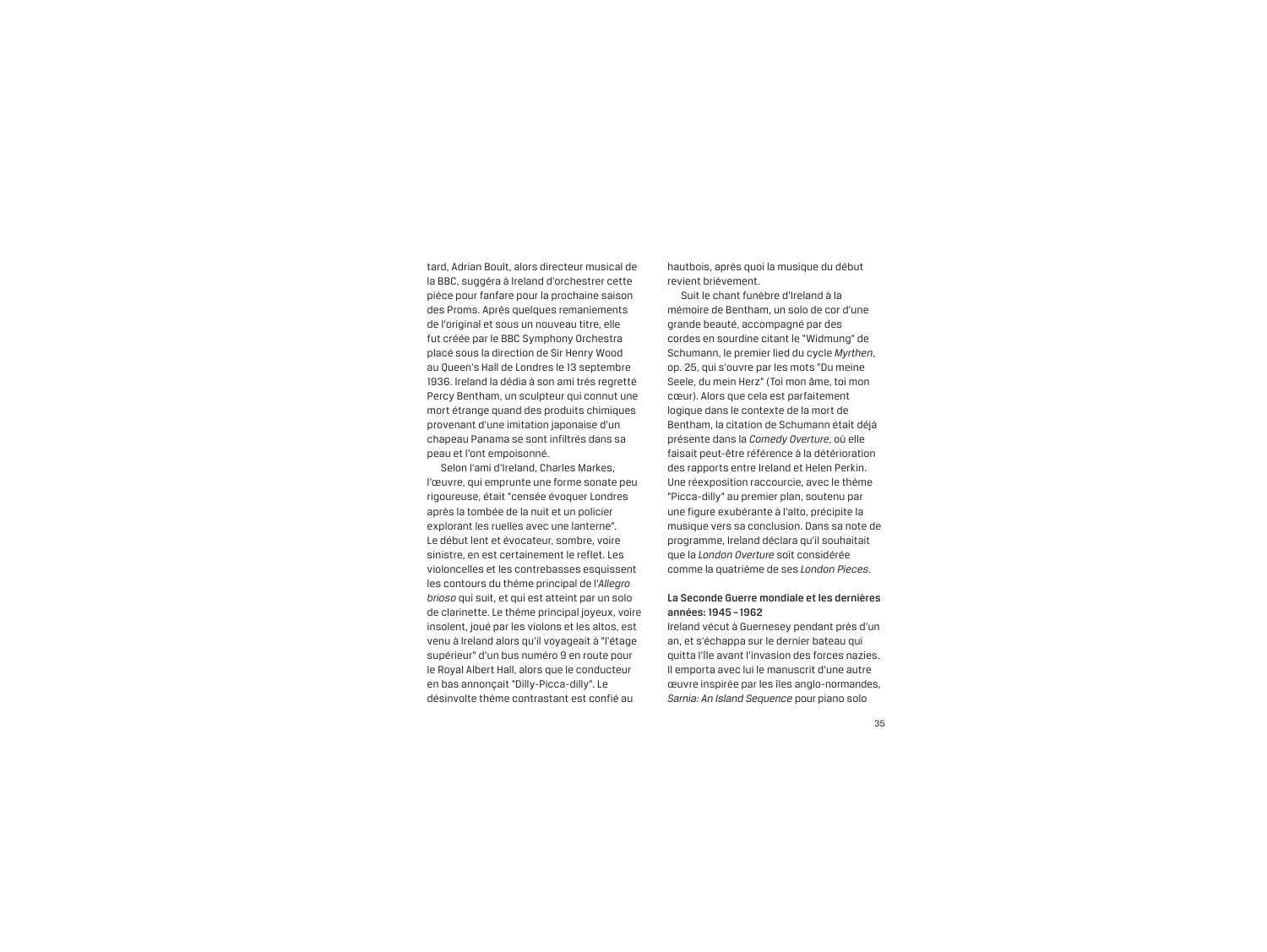tard, Adrian Boult, alors directeur musical de la BBC, suggéra à Ireland d'orchestrer cette pièce pour fanfare pour la prochaine saison des Proms. Après quelques remaniements de l'original et sous un nouveau titre, elle fut créée par le BBC Symphony Orchestra placé sous la direction de Sir Henry Wood au Queen's Hall de Londres le 13 septembre 1936. Ireland la dédia à son ami très regretté Percy Bentham, un sculpteur qui connut une mort étrange quand des produits chimiques provenant d'une imitation japonaise d'un chapeau Panama se sont infiltrés dans sa peau et l'ont empoisonné.

Selon l'ami d'Ireland, Charles Markes, l'œuvre, qui emprunte une forme sonate peu rigoureuse, était "censée évoquer Londres après la tombée de la nuit et un policier explorant les ruelles avec une lanterne". Le début lent et évocateur, sombre, voire sinistre, en est certainement le reflet. Les violoncelles et les contrebasses esquissent les contours du thème principal de l'*Allegro brioso* qui suit, et qui est atteint par un solo de clarinette. Le thème principal joyeux, voire insolent, joué par les violons et les altos, est venu à Ireland alors qu'il voyageait à "l'étage supérieur" d'un bus numéro 9 en route pour le Royal Albert Hall, alors que le conducteur en bas annonçait "Dilly-Picca-dilly". Le désinvolte thème contrastant est confié au hautbois, après quoi la musique du début revient brièvement.

Suit le chant funèbre d'Ireland à la mémoire de Bentham, un solo de cor d'une grande beauté, accompagné par des cordes en sourdine citant le "Widmung" de Schumann, le premier lied du cycle *Myrthen*, op. 25, qui s'ouvre par les mots "Du meine Seele, du mein Herz" (Toi mon âme, toi mon cœur). Alors que cela est parfaitement logique dans le contexte de la mort de Bentham, la citation de Schumann était déjà présente dans la *Comedy Overture*, où elle faisait peut-être référence à la détérioration des rapports entre Ireland et Helen Perkin. Une réexposition raccourcie, avec le thème "Picca-dilly" au premier plan, soutenu par une figure exubérante à l'alto, précipite la musique vers sa conclusion. Dans sa note de programme, Ireland déclara qu'il souhaitait que la *London Overture* soit considérée comme la quatrième de ses *London Pieces*.

### La Seconde Guerre mondiale et les dernières années: 1945 – 1962

Ireland vécut à Guernesey pendant près d'un an, et s'échappa sur le dernier bateau qui quitta l'île avant l'invasion des forces nazies. Il emporta avec lui le manuscrit d'une autre œuvre inspirée par les îles anglo-normandes, *Sarnia: An Island Sequence* pour piano solo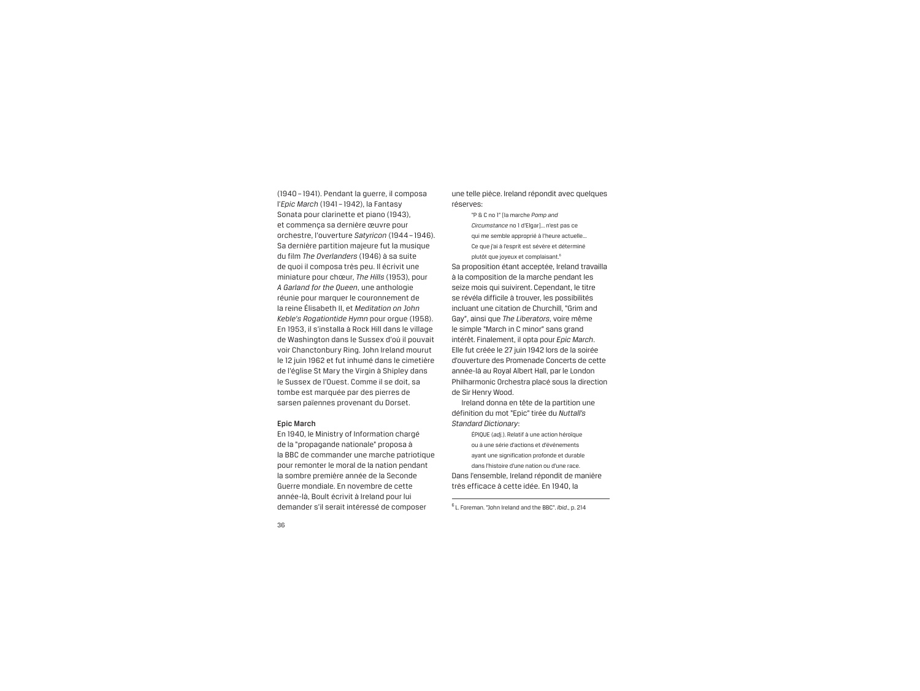(1940 – 1941). Pendant la guerre, il composa l'*Epic March* (1941 – 1942), la Fantasy Sonata pour clarinette et piano (1943), et commença sa dernière œuvre pour orchestre, l'ouverture *Satyricon* (1944 – 1946). Sa dernière partition majeure fut la musique du film *The Overlanders* (1946) à sa suite de quoi il composa très peu. Il écrivit une miniature pour chœur, *The Hills* (1953), pour *A Garland for the Queen*, une anthologie réunie pour marquer le couronnement de la reine Élisabeth II, et *Meditation on John Keble's Rogationtide Hymn* pour orgue (1958). En 1953, il s'installa à Rock Hill dans le village de Washington dans le Sussex d'où il pouvait voir Chanctonbury Ring. John Ireland mourut le 12 juin 1962 et fut inhumé dans le cimetière de l'église St Mary the Virgin à Shipley dans le Sussex de l'Ouest. Comme il se doit, sa tombe est marquée par des pierres de sarsen païennes provenant du Dorset.

### Epic March

En 1940, le Ministry of Information chargé de la "propagande nationale" proposa à la BBC de commander une marche patriotique pour remonter le moral de la nation pendant la sombre première année de la Seconde Guerre mondiale. En novembre de cette année-là, Boult écrivit à Ireland pour lui demander s'il serait intéressé de composer une telle pièce. Ireland répondit avec quelques réserves:

> "P & C no 1" [la marche *Pomp and Circumstance* no 1 d'Elgar]… n'est pas ce qui me semble approprié à l'heure actuelle… Ce que j'ai à l'esprit est sévère et déterminé plutôt que joyeux et complaisant.[6]

Sa proposition étant acceptée, Ireland travailla à la composition de la marche pendant les seize mois qui suivirent. Cependant, le titre se révéla difficile à trouver, les possibilités incluant une citation de Churchill, "Grim and Gay", ainsi que *The Liberators*, voire même le simple "March in C minor" sans grand intérêt. Finalement, il opta pour *Epic March*. Elle fut créée le 27 juin 1942 lors de la soirée d'ouverture des Promenade Concerts de cette année-là au Royal Albert Hall, par le London Philharmonic Orchestra placé sous la direction de Sir Henry Wood.

Ireland donna en tête de la partition une définition du mot "Epic" tirée du *Nuttall's Standard Dictionary*:

> ÉPIQUE (*adj.*). Relatif à une action héroïque ou à une série d'actions et d'événements ayant une signification profonde et durable dans l'histoire d'une nation ou d'une race.

Dans l'ensemble, Ireland répondit de manière très efficace à cette idée. En 1940, la

---

[6] L. Foreman. "John Ireland and the BBC". *Ibid.*, p. 214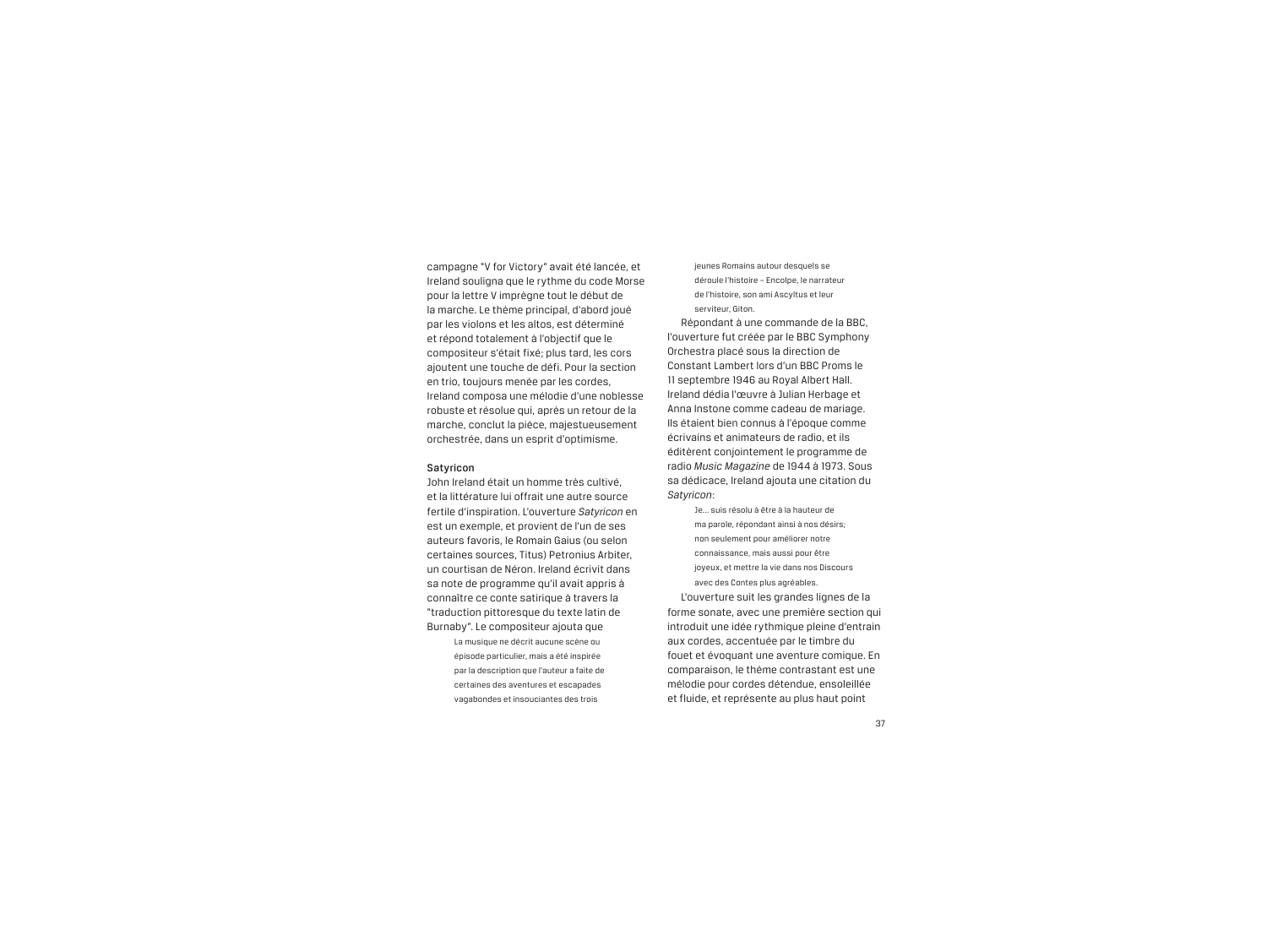campagne "V for Victory" avait été lancée, et Ireland souligna que le rythme du code Morse pour la lettre V imprègne tout le début de la marche. Le thème principal, d'abord joué par les violons et les altos, est déterminé et répond totalement à l'objectif que le compositeur s'était fixé; plus tard, les cors ajoutent une touche de défi. Pour la section en trio, toujours menée par les cordes, Ireland composa une mélodie d'une noblesse robuste et résolue qui, après un retour de la marche, conclut la pièce, majestueusement orchestrée, dans un esprit d'optimisme.

**Satyricon**

John Ireland était un homme très cultivé, et la littérature lui offrait une autre source fertile d'inspiration. L'ouverture *Satyricon* en est un exemple, et provient de l'un de ses auteurs favoris, le Romain Gaius (ou selon certaines sources, Titus) Petronius Arbiter, un courtisan de Néron. Ireland écrivit dans sa note de programme qu'il avait appris à connaître ce conte satirique à travers la "traduction pittoresque du texte latin de Burnaby". Le compositeur ajouta que

> La musique ne décrit aucune scène ou épisode particulier, mais a été inspirée par la description que l'auteur a faite de certaines des aventures et escapades vagabondes et insouciantes des trois jeunes Romains autour desquels se déroule l'histoire – Encolpe, le narrateur de l'histoire, son ami Ascyltus et leur serviteur, Giton.

Répondant à une commande de la BBC, l'ouverture fut créée par le BBC Symphony Orchestra placé sous la direction de Constant Lambert lors d'un BBC Proms le 11 septembre 1946 au Royal Albert Hall. Ireland dédia l'œuvre à Julian Herbage et Anna Instone comme cadeau de mariage. Ils étaient bien connus à l'époque comme écrivains et animateurs de radio, et ils éditèrent conjointement le programme de radio *Music Magazine* de 1944 à 1973. Sous sa dédicace, Ireland ajouta une citation du *Satyricon*:

> Je… suis résolu à être à la hauteur de ma parole, répondant ainsi à nos désirs; non seulement pour améliorer notre connaissance, mais aussi pour être joyeux, et mettre la vie dans nos Discours avec des Contes plus agréables.

L'ouverture suit les grandes lignes de la forme sonate, avec une première section qui introduit une idée rythmique pleine d'entrain aux cordes, accentuée par le timbre du fouet et évoquant une aventure comique. En comparaison, le thème contrastant est une mélodie pour cordes détendue, ensoleillée et fluide, et représente au plus haut point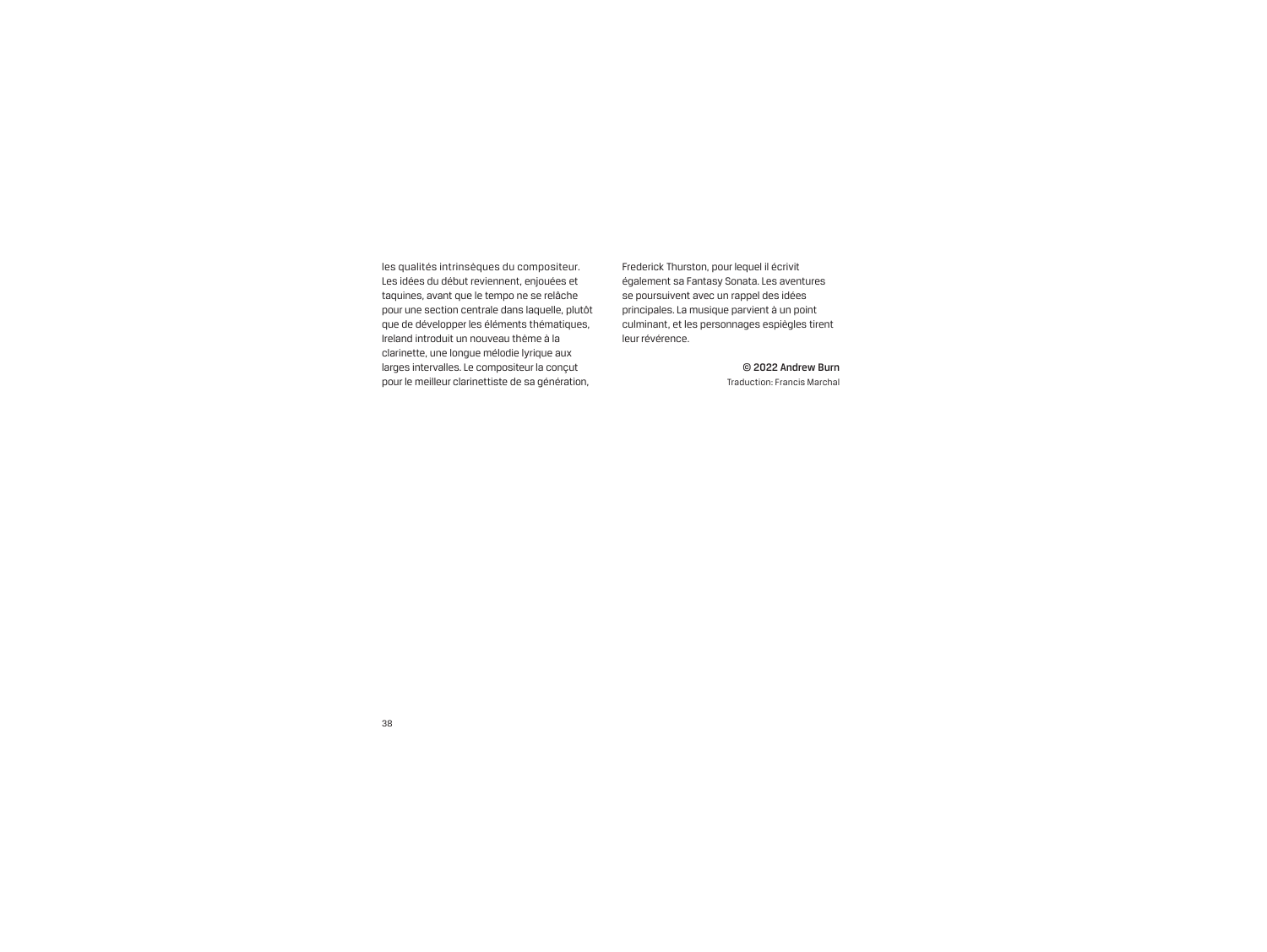les qualités intrinsèques du compositeur. Les idées du début reviennent, enjouées et taquines, avant que le tempo ne se relâche pour une section centrale dans laquelle, plutôt que de développer les éléments thématiques, Ireland introduit un nouveau thème à la clarinette, une longue mélodie lyrique aux larges intervalles. Le compositeur la conçut pour le meilleur clarinettiste de sa génération, Frederick Thurston, pour lequel il écrivit également sa Fantasy Sonata. Les aventures se poursuivent avec un rappel des idées principales. La musique parvient à un point culminant, et les personnages espiègles tirent leur révérence.

© 2022 Andrew Burn
Traduction: Francis Marchal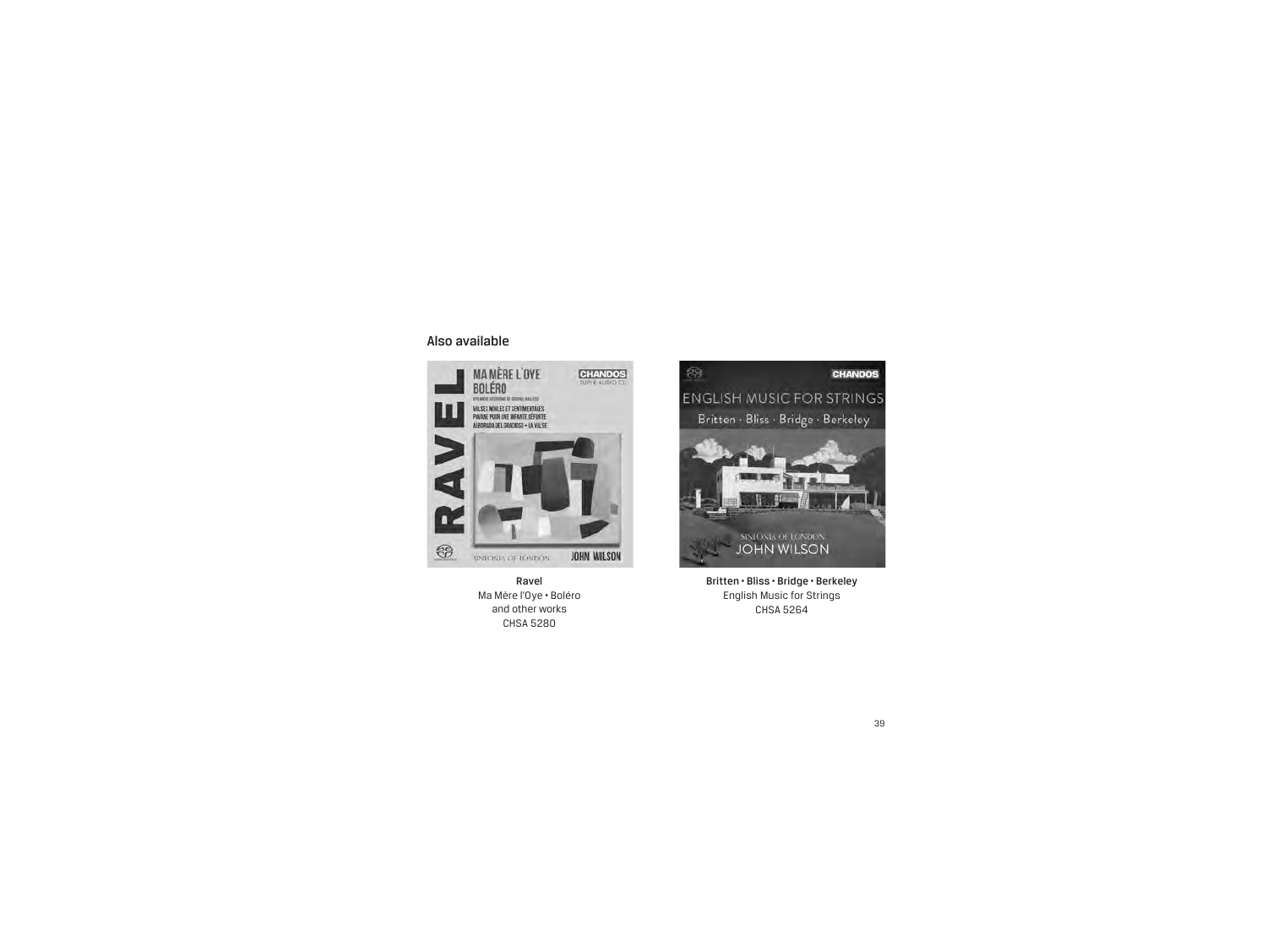## Also available

**Ravel**
Ma Mère l'Oye • Boléro
and other works
CHSA 5280

**Britten • Bliss • Bridge • Berkeley**
English Music for Strings
CHSA 5264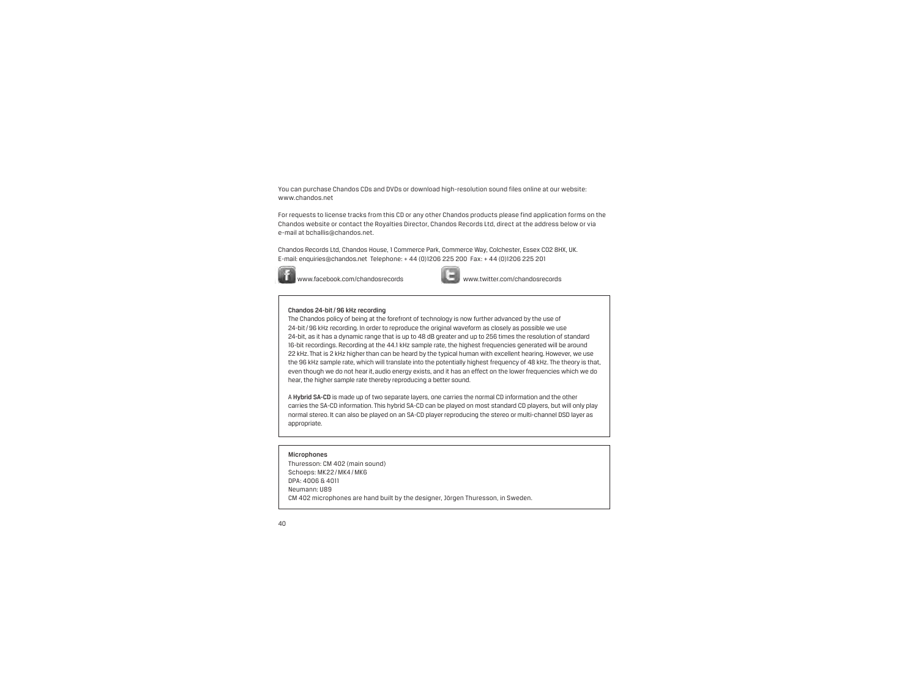You can purchase Chandos CDs and DVDs or download high-resolution sound files online at our website: www.chandos.net

For requests to license tracks from this CD or any other Chandos products please find application forms on the Chandos website or contact the Royalties Director, Chandos Records Ltd, direct at the address below or via e-mail at bchallis@chandos.net.

Chandos Records Ltd, Chandos House, 1 Commerce Park, Commerce Way, Colchester, Essex CO2 8HX, UK.
E-mail: enquiries@chandos.net Telephone: + 44 (0)1206 225 200 Fax: + 44 (0)1206 225 201

www.facebook.com/chandosrecords    www.twitter.com/chandosrecords

**Chandos 24-bit / 96 kHz recording**

The Chandos policy of being at the forefront of technology is now further advanced by the use of 24-bit / 96 kHz recording. In order to reproduce the original waveform as closely as possible we use 24-bit, as it has a dynamic range that is up to 48 dB greater and up to 256 times the resolution of standard 16-bit recordings. Recording at the 44.1 kHz sample rate, the highest frequencies generated will be around 22 kHz. That is 2 kHz higher than can be heard by the typical human with excellent hearing. However, we use the 96 kHz sample rate, which will translate into the potentially highest frequency of 48 kHz. The theory is that, even though we do not hear it, audio energy exists, and it has an effect on the lower frequencies which we do hear, the higher sample rate thereby reproducing a better sound.

A **Hybrid SA-CD** is made up of two separate layers, one carries the normal CD information and the other carries the SA-CD information. This hybrid SA-CD can be played on most standard CD players, but will only play normal stereo. It can also be played on an SA-CD player reproducing the stereo or multi-channel DSD layer as appropriate.

**Microphones**

Thuresson: CM 402 (main sound)
Schoeps: MK22 / MK4 / MK6
DPA: 4006 & 4011
Neumann: U89
CM 402 microphones are hand built by the designer, Jörgen Thuresson, in Sweden.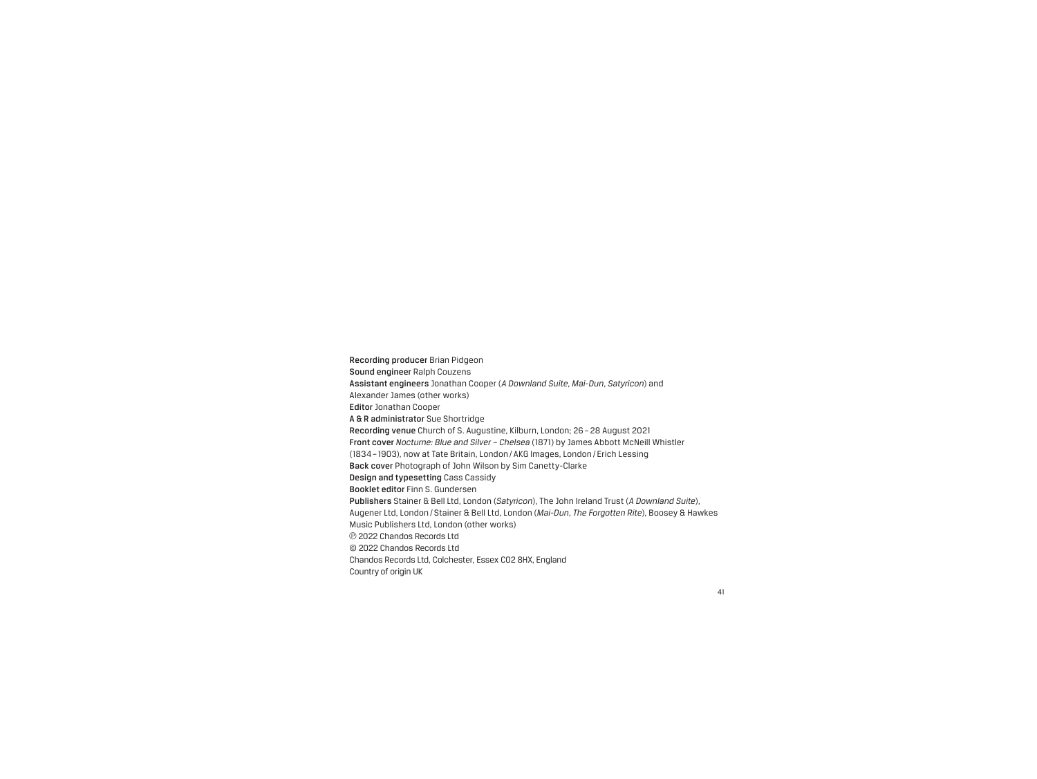**Recording producer** Brian Pidgeon
**Sound engineer** Ralph Couzens
**Assistant engineers** Jonathan Cooper (*A Downland Suite*, *Mai-Dun*, *Satyricon*) and
Alexander James (other works)
**Editor** Jonathan Cooper
**A & R administrator** Sue Shortridge
**Recording venue** Church of S. Augustine, Kilburn, London; 26 – 28 August 2021
**Front cover** *Nocturne: Blue and Silver – Chelsea* (1871) by James Abbott McNeill Whistler
(1834 – 1903), now at Tate Britain, London / AKG Images, London / Erich Lessing
**Back cover** Photograph of John Wilson by Sim Canetty-Clarke
**Design and typesetting** Cass Cassidy
**Booklet editor** Finn S. Gundersen
**Publishers** Stainer & Bell Ltd, London (*Satyricon*), The John Ireland Trust (*A Downland Suite*),
Augener Ltd, London / Stainer & Bell Ltd, London (*Mai-Dun*, *The Forgotten Rite*), Boosey & Hawkes
Music Publishers Ltd, London (other works)
℗ 2022 Chandos Records Ltd
© 2022 Chandos Records Ltd
Chandos Records Ltd, Colchester, Essex CO2 8HX, England
Country of origin UK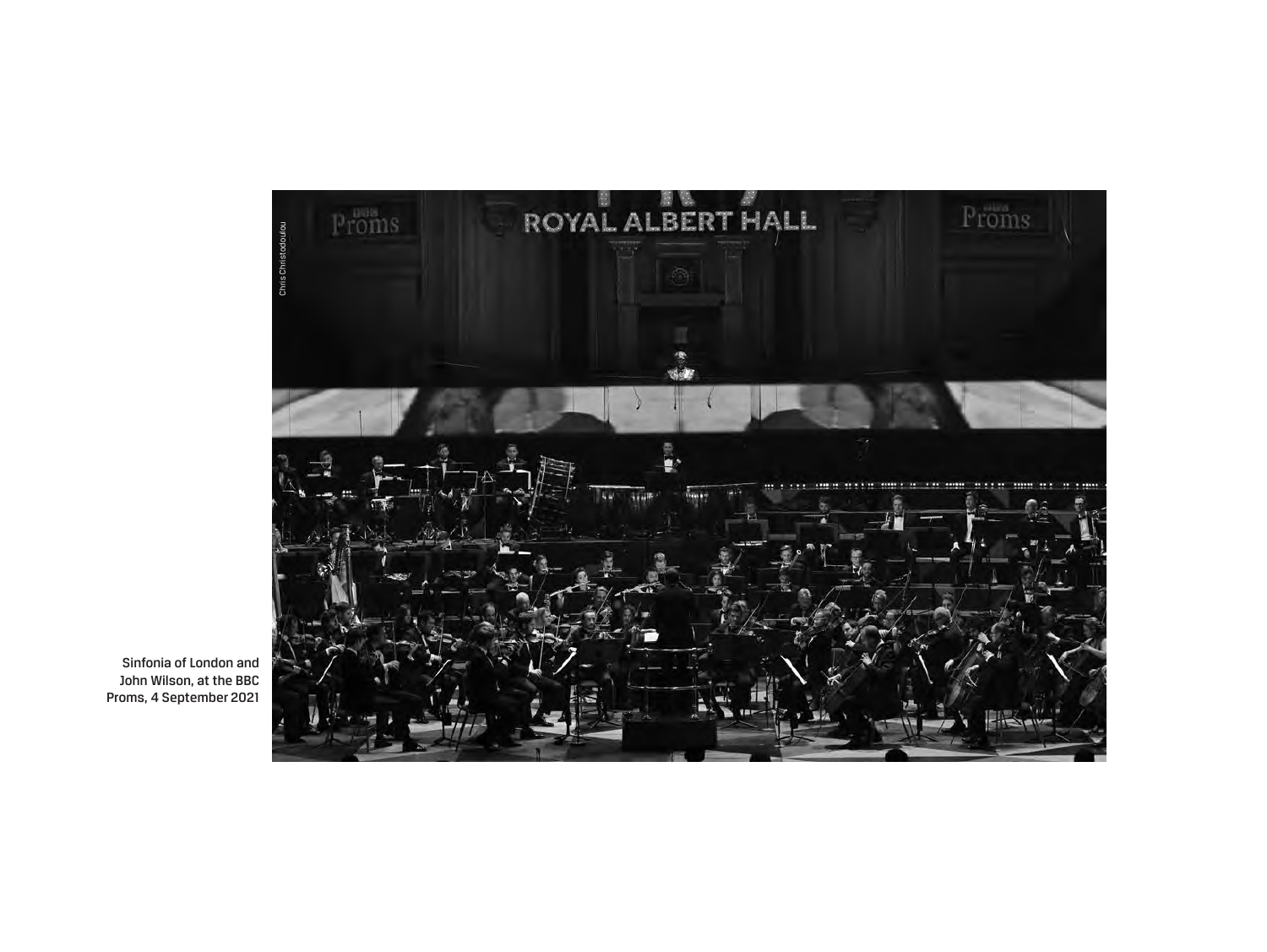Sinfonia of London and John Wilson, at the BBC Proms, 4 September 2021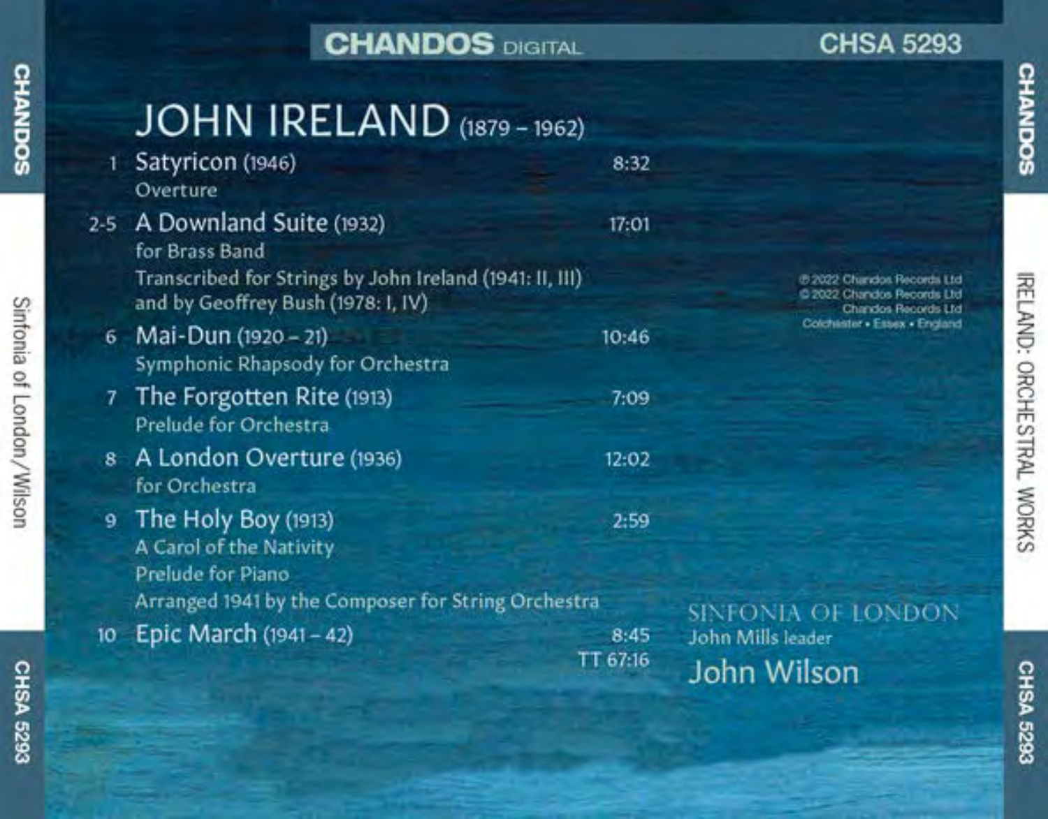**CHANDOS** DIGITAL

**CHSA 5293**

# JOHN IRELAND (1879 – 1962)

| | | |
|---|---|---|
| 1 | **Satyricon** (1946)<br>Overture | 8:32 |
| 2-5 | **A Downland Suite** (1932)<br>for Brass Band<br>Transcribed for Strings by John Ireland (1941: II, III) and by Geoffrey Bush (1978: I, IV) | 17:01 |
| 6 | **Mai-Dun** (1920 – 21)<br>Symphonic Rhapsody for Orchestra | 10:46 |
| 7 | **The Forgotten Rite** (1913)<br>Prelude for Orchestra | 7:09 |
| 8 | **A London Overture** (1936)<br>for Orchestra | 12:02 |
| 9 | **The Holy Boy** (1913)<br>A Carol of the Nativity<br>Prelude for Piano<br>Arranged 1941 by the Composer for String Orchestra | 2:59 |
| 10 | **Epic March** (1941 – 42) | 8:45 |
| | | TT 67:16 |

℗ 2022 Chandos Records Ltd
© 2022 Chandos Records Ltd
Chandos Records Ltd
Colchester • Essex • England

SINFONIA OF LONDON
John Mills leader
**John Wilson**

CHANDOS

Sinfonia of London/Wilson

CHSA 5293

IRELAND: ORCHESTRAL WORKS